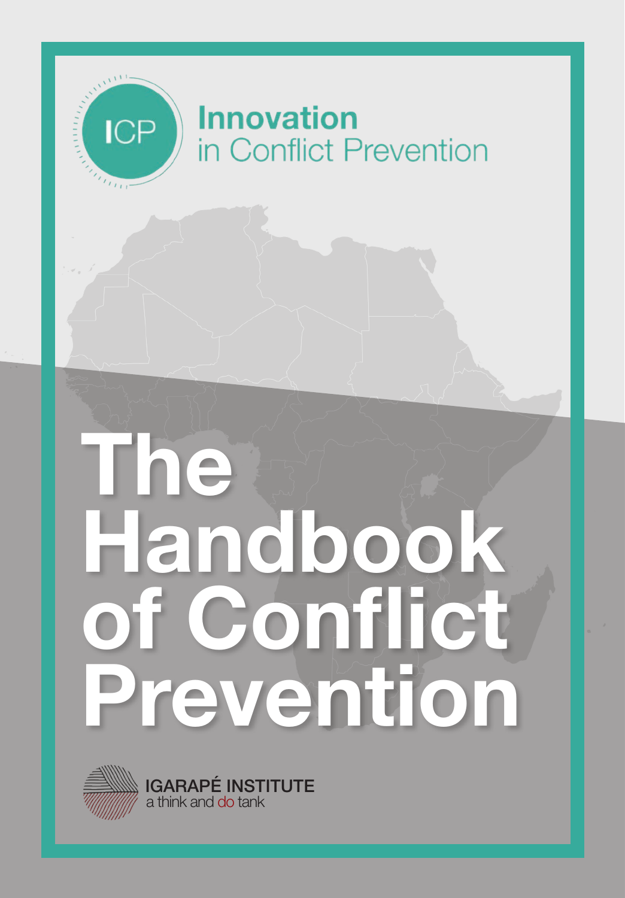ICP

**Innovation**
in Conflict Prevention

# The Handbook of Conflict Prevention

IGARAPÉ INSTITUTE
a think and do tank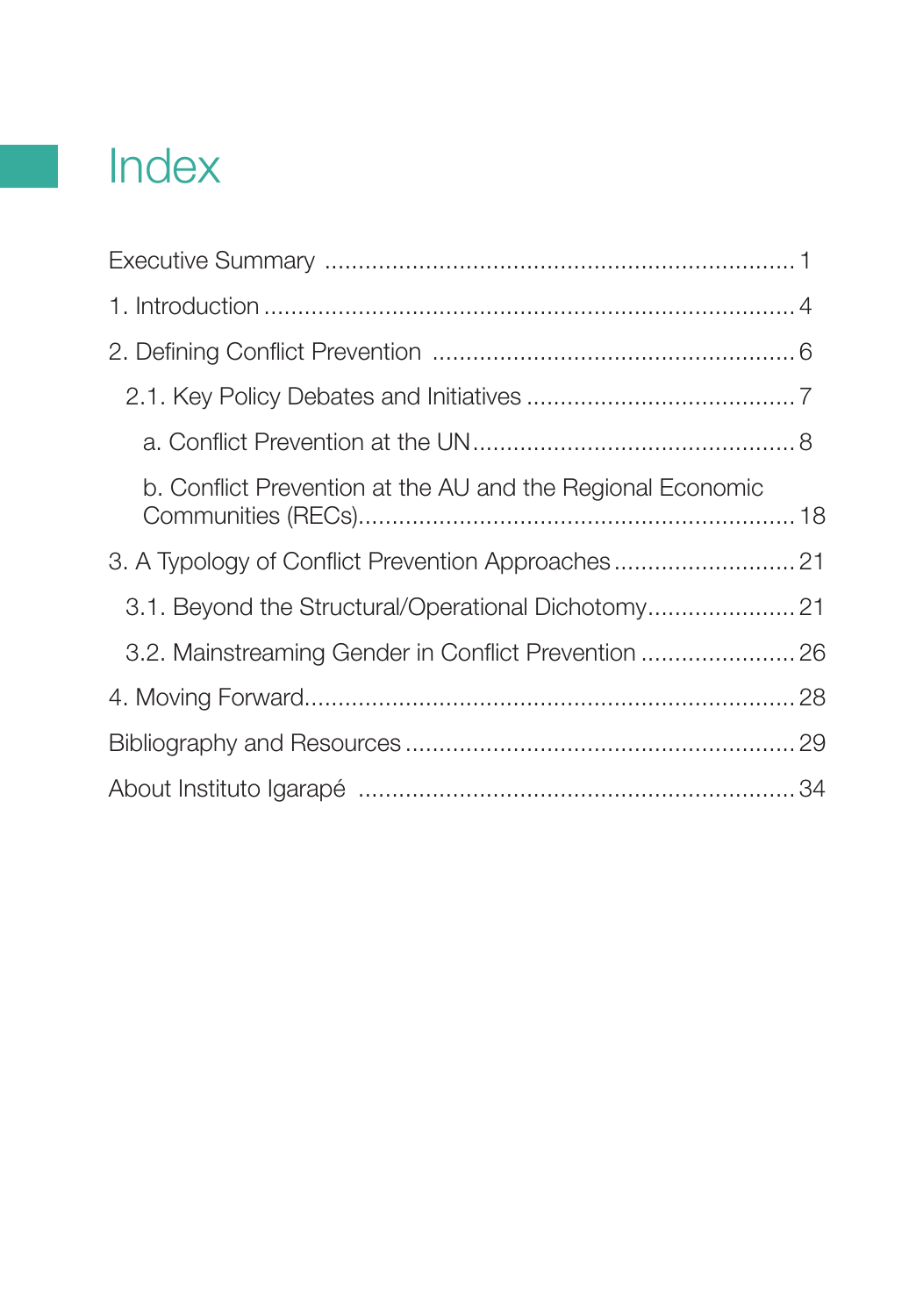# Index

- Executive Summary ..... 1
- 1. Introduction ..... 4
- 2. Defining Conflict Prevention ..... 6
  - 2.1. Key Policy Debates and Initiatives ..... 7
    - a. Conflict Prevention at the UN ..... 8
    - b. Conflict Prevention at the AU and the Regional Economic Communities (RECs) ..... 18
- 3. A Typology of Conflict Prevention Approaches ..... 21
  - 3.1. Beyond the Structural/Operational Dichotomy ..... 21
  - 3.2. Mainstreaming Gender in Conflict Prevention ..... 26
- 4. Moving Forward ..... 28
- Bibliography and Resources ..... 29
- About Instituto Igarapé ..... 34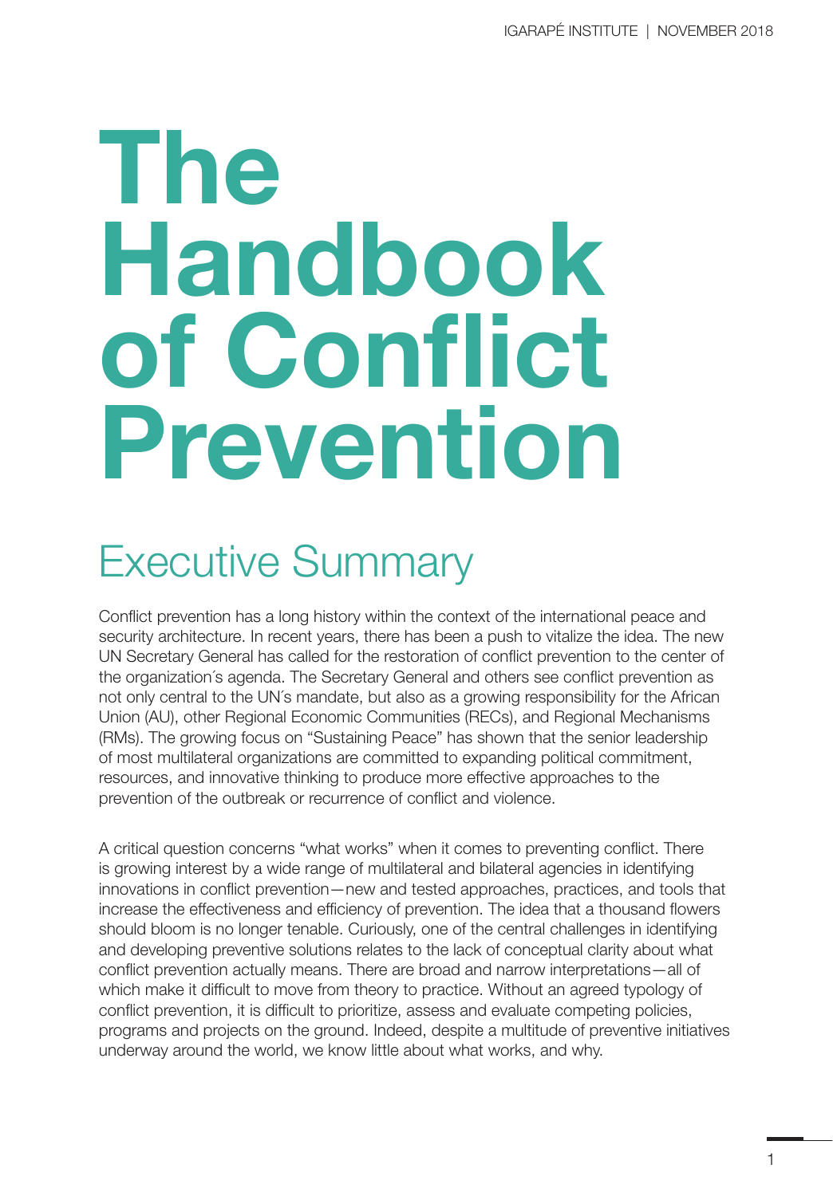# The Handbook of Conflict Prevention

## Executive Summary

Conflict prevention has a long history within the context of the international peace and security architecture. In recent years, there has been a push to vitalize the idea. The new UN Secretary General has called for the restoration of conflict prevention to the center of the organization´s agenda. The Secretary General and others see conflict prevention as not only central to the UN´s mandate, but also as a growing responsibility for the African Union (AU), other Regional Economic Communities (RECs), and Regional Mechanisms (RMs). The growing focus on "Sustaining Peace" has shown that the senior leadership of most multilateral organizations are committed to expanding political commitment, resources, and innovative thinking to produce more effective approaches to the prevention of the outbreak or recurrence of conflict and violence.

A critical question concerns "what works" when it comes to preventing conflict. There is growing interest by a wide range of multilateral and bilateral agencies in identifying innovations in conflict prevention—new and tested approaches, practices, and tools that increase the effectiveness and efficiency of prevention. The idea that a thousand flowers should bloom is no longer tenable. Curiously, one of the central challenges in identifying and developing preventive solutions relates to the lack of conceptual clarity about what conflict prevention actually means. There are broad and narrow interpretations—all of which make it difficult to move from theory to practice. Without an agreed typology of conflict prevention, it is difficult to prioritize, assess and evaluate competing policies, programs and projects on the ground. Indeed, despite a multitude of preventive initiatives underway around the world, we know little about what works, and why.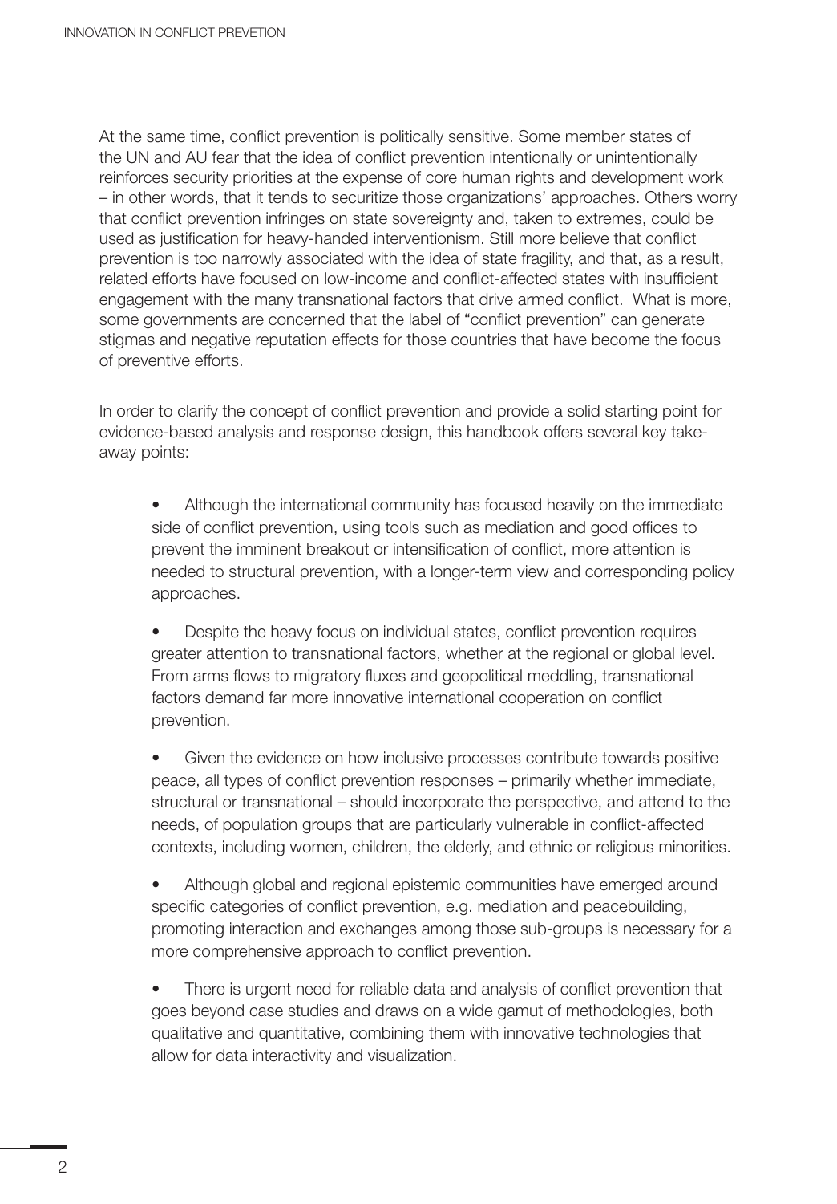At the same time, conflict prevention is politically sensitive. Some member states of the UN and AU fear that the idea of conflict prevention intentionally or unintentionally reinforces security priorities at the expense of core human rights and development work – in other words, that it tends to securitize those organizations' approaches. Others worry that conflict prevention infringes on state sovereignty and, taken to extremes, could be used as justification for heavy-handed interventionism. Still more believe that conflict prevention is too narrowly associated with the idea of state fragility, and that, as a result, related efforts have focused on low-income and conflict-affected states with insufficient engagement with the many transnational factors that drive armed conflict. What is more, some governments are concerned that the label of "conflict prevention" can generate stigmas and negative reputation effects for those countries that have become the focus of preventive efforts.

In order to clarify the concept of conflict prevention and provide a solid starting point for evidence-based analysis and response design, this handbook offers several key take-away points:

- Although the international community has focused heavily on the immediate side of conflict prevention, using tools such as mediation and good offices to prevent the imminent breakout or intensification of conflict, more attention is needed to structural prevention, with a longer-term view and corresponding policy approaches.

- Despite the heavy focus on individual states, conflict prevention requires greater attention to transnational factors, whether at the regional or global level. From arms flows to migratory fluxes and geopolitical meddling, transnational factors demand far more innovative international cooperation on conflict prevention.

- Given the evidence on how inclusive processes contribute towards positive peace, all types of conflict prevention responses – primarily whether immediate, structural or transnational – should incorporate the perspective, and attend to the needs, of population groups that are particularly vulnerable in conflict-affected contexts, including women, children, the elderly, and ethnic or religious minorities.

- Although global and regional epistemic communities have emerged around specific categories of conflict prevention, e.g. mediation and peacebuilding, promoting interaction and exchanges among those sub-groups is necessary for a more comprehensive approach to conflict prevention.

- There is urgent need for reliable data and analysis of conflict prevention that goes beyond case studies and draws on a wide gamut of methodologies, both qualitative and quantitative, combining them with innovative technologies that allow for data interactivity and visualization.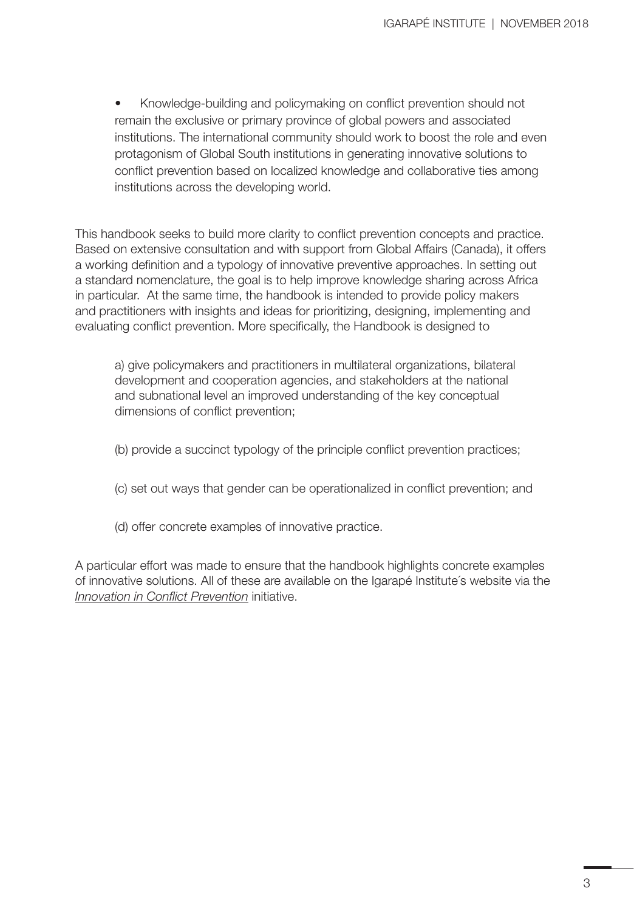- Knowledge-building and policymaking on conflict prevention should not remain the exclusive or primary province of global powers and associated institutions. The international community should work to boost the role and even protagonism of Global South institutions in generating innovative solutions to conflict prevention based on localized knowledge and collaborative ties among institutions across the developing world.

This handbook seeks to build more clarity to conflict prevention concepts and practice. Based on extensive consultation and with support from Global Affairs (Canada), it offers a working definition and a typology of innovative preventive approaches. In setting out a standard nomenclature, the goal is to help improve knowledge sharing across Africa in particular. At the same time, the handbook is intended to provide policy makers and practitioners with insights and ideas for prioritizing, designing, implementing and evaluating conflict prevention. More specifically, the Handbook is designed to

a) give policymakers and practitioners in multilateral organizations, bilateral development and cooperation agencies, and stakeholders at the national and subnational level an improved understanding of the key conceptual dimensions of conflict prevention;

(b) provide a succinct typology of the principle conflict prevention practices;

(c) set out ways that gender can be operationalized in conflict prevention; and

(d) offer concrete examples of innovative practice.

A particular effort was made to ensure that the handbook highlights concrete examples of innovative solutions. All of these are available on the Igarapé Institute´s website via the *Innovation in Conflict Prevention* initiative.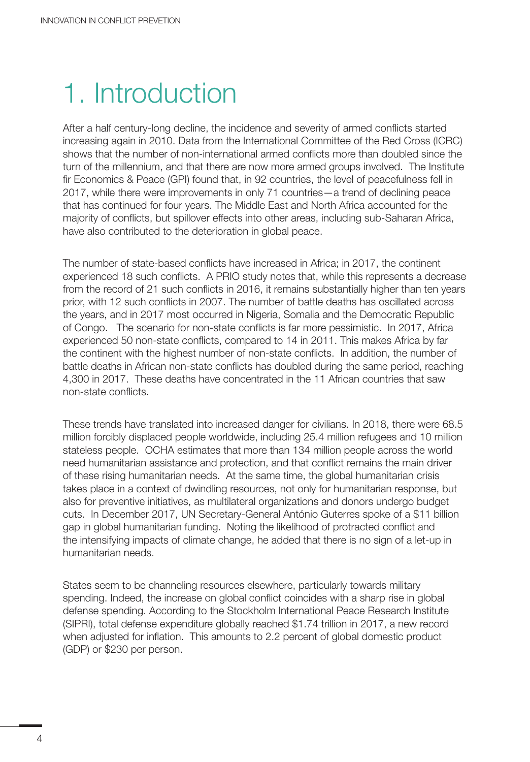# 1. Introduction

After a half century-long decline, the incidence and severity of armed conflicts started increasing again in 2010. Data from the International Committee of the Red Cross (ICRC) shows that the number of non-international armed conflicts more than doubled since the turn of the millennium, and that there are now more armed groups involved. The Institute fir Economics & Peace (GPI) found that, in 92 countries, the level of peacefulness fell in 2017, while there were improvements in only 71 countries—a trend of declining peace that has continued for four years. The Middle East and North Africa accounted for the majority of conflicts, but spillover effects into other areas, including sub-Saharan Africa, have also contributed to the deterioration in global peace.

The number of state-based conflicts have increased in Africa; in 2017, the continent experienced 18 such conflicts. A PRIO study notes that, while this represents a decrease from the record of 21 such conflicts in 2016, it remains substantially higher than ten years prior, with 12 such conflicts in 2007. The number of battle deaths has oscillated across the years, and in 2017 most occurred in Nigeria, Somalia and the Democratic Republic of Congo. The scenario for non-state conflicts is far more pessimistic. In 2017, Africa experienced 50 non-state conflicts, compared to 14 in 2011. This makes Africa by far the continent with the highest number of non-state conflicts. In addition, the number of battle deaths in African non-state conflicts has doubled during the same period, reaching 4,300 in 2017. These deaths have concentrated in the 11 African countries that saw non-state conflicts.

These trends have translated into increased danger for civilians. In 2018, there were 68.5 million forcibly displaced people worldwide, including 25.4 million refugees and 10 million stateless people. OCHA estimates that more than 134 million people across the world need humanitarian assistance and protection, and that conflict remains the main driver of these rising humanitarian needs. At the same time, the global humanitarian crisis takes place in a context of dwindling resources, not only for humanitarian response, but also for preventive initiatives, as multilateral organizations and donors undergo budget cuts. In December 2017, UN Secretary-General António Guterres spoke of a $11 billion gap in global humanitarian funding. Noting the likelihood of protracted conflict and the intensifying impacts of climate change, he added that there is no sign of a let-up in humanitarian needs.

States seem to be channeling resources elsewhere, particularly towards military spending. Indeed, the increase on global conflict coincides with a sharp rise in global defense spending. According to the Stockholm International Peace Research Institute (SIPRI), total defense expenditure globally reached $1.74 trillion in 2017, a new record when adjusted for inflation. This amounts to 2.2 percent of global domestic product (GDP) or $230 per person.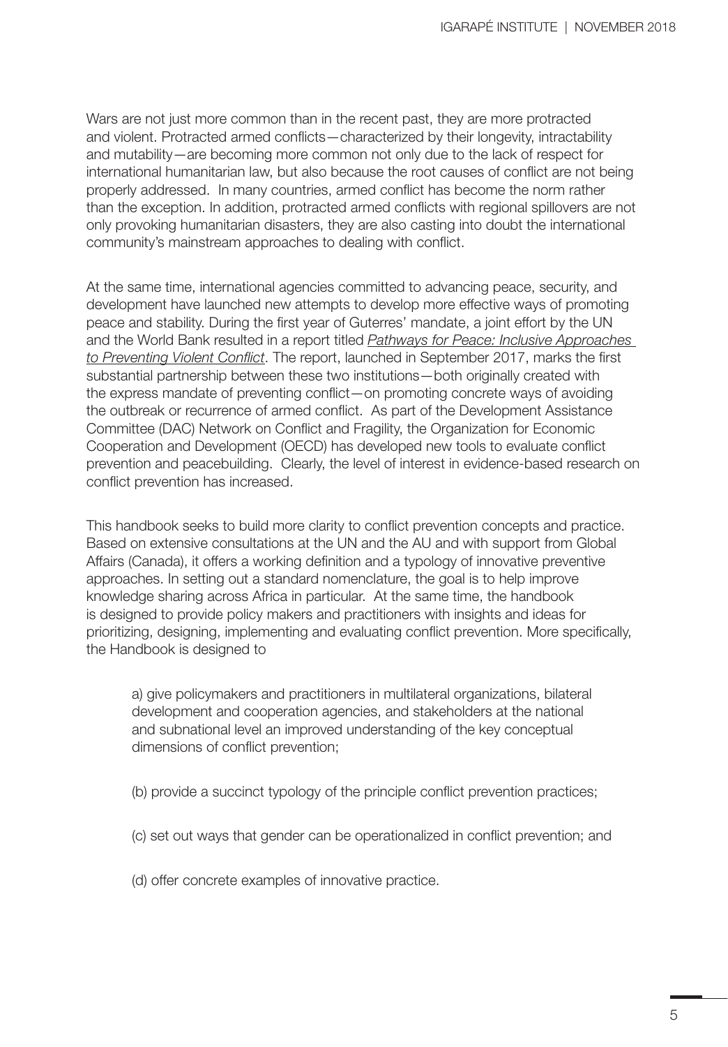Wars are not just more common than in the recent past, they are more protracted and violent. Protracted armed conflicts—characterized by their longevity, intractability and mutability—are becoming more common not only due to the lack of respect for international humanitarian law, but also because the root causes of conflict are not being properly addressed. In many countries, armed conflict has become the norm rather than the exception. In addition, protracted armed conflicts with regional spillovers are not only provoking humanitarian disasters, they are also casting into doubt the international community's mainstream approaches to dealing with conflict.

At the same time, international agencies committed to advancing peace, security, and development have launched new attempts to develop more effective ways of promoting peace and stability. During the first year of Guterres' mandate, a joint effort by the UN and the World Bank resulted in a report titled *Pathways for Peace: Inclusive Approaches to Preventing Violent Conflict*. The report, launched in September 2017, marks the first substantial partnership between these two institutions—both originally created with the express mandate of preventing conflict—on promoting concrete ways of avoiding the outbreak or recurrence of armed conflict. As part of the Development Assistance Committee (DAC) Network on Conflict and Fragility, the Organization for Economic Cooperation and Development (OECD) has developed new tools to evaluate conflict prevention and peacebuilding. Clearly, the level of interest in evidence-based research on conflict prevention has increased.

This handbook seeks to build more clarity to conflict prevention concepts and practice. Based on extensive consultations at the UN and the AU and with support from Global Affairs (Canada), it offers a working definition and a typology of innovative preventive approaches. In setting out a standard nomenclature, the goal is to help improve knowledge sharing across Africa in particular. At the same time, the handbook is designed to provide policy makers and practitioners with insights and ideas for prioritizing, designing, implementing and evaluating conflict prevention. More specifically, the Handbook is designed to

a) give policymakers and practitioners in multilateral organizations, bilateral development and cooperation agencies, and stakeholders at the national and subnational level an improved understanding of the key conceptual dimensions of conflict prevention;

(b) provide a succinct typology of the principle conflict prevention practices;

(c) set out ways that gender can be operationalized in conflict prevention; and

(d) offer concrete examples of innovative practice.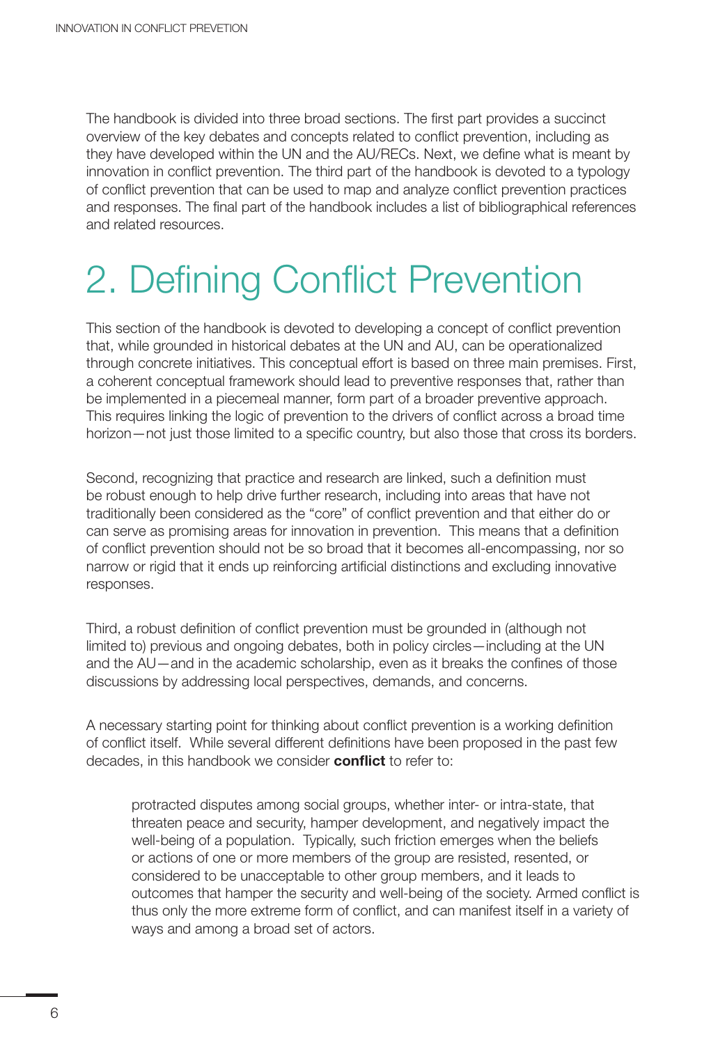The handbook is divided into three broad sections. The first part provides a succinct overview of the key debates and concepts related to conflict prevention, including as they have developed within the UN and the AU/RECs. Next, we define what is meant by innovation in conflict prevention. The third part of the handbook is devoted to a typology of conflict prevention that can be used to map and analyze conflict prevention practices and responses. The final part of the handbook includes a list of bibliographical references and related resources.

# 2. Defining Conflict Prevention

This section of the handbook is devoted to developing a concept of conflict prevention that, while grounded in historical debates at the UN and AU, can be operationalized through concrete initiatives. This conceptual effort is based on three main premises. First, a coherent conceptual framework should lead to preventive responses that, rather than be implemented in a piecemeal manner, form part of a broader preventive approach. This requires linking the logic of prevention to the drivers of conflict across a broad time horizon—not just those limited to a specific country, but also those that cross its borders.

Second, recognizing that practice and research are linked, such a definition must be robust enough to help drive further research, including into areas that have not traditionally been considered as the "core" of conflict prevention and that either do or can serve as promising areas for innovation in prevention. This means that a definition of conflict prevention should not be so broad that it becomes all-encompassing, nor so narrow or rigid that it ends up reinforcing artificial distinctions and excluding innovative responses.

Third, a robust definition of conflict prevention must be grounded in (although not limited to) previous and ongoing debates, both in policy circles—including at the UN and the AU—and in the academic scholarship, even as it breaks the confines of those discussions by addressing local perspectives, demands, and concerns.

A necessary starting point for thinking about conflict prevention is a working definition of conflict itself. While several different definitions have been proposed in the past few decades, in this handbook we consider **conflict** to refer to:

> protracted disputes among social groups, whether inter- or intra-state, that threaten peace and security, hamper development, and negatively impact the well-being of a population. Typically, such friction emerges when the beliefs or actions of one or more members of the group are resisted, resented, or considered to be unacceptable to other group members, and it leads to outcomes that hamper the security and well-being of the society. Armed conflict is thus only the more extreme form of conflict, and can manifest itself in a variety of ways and among a broad set of actors.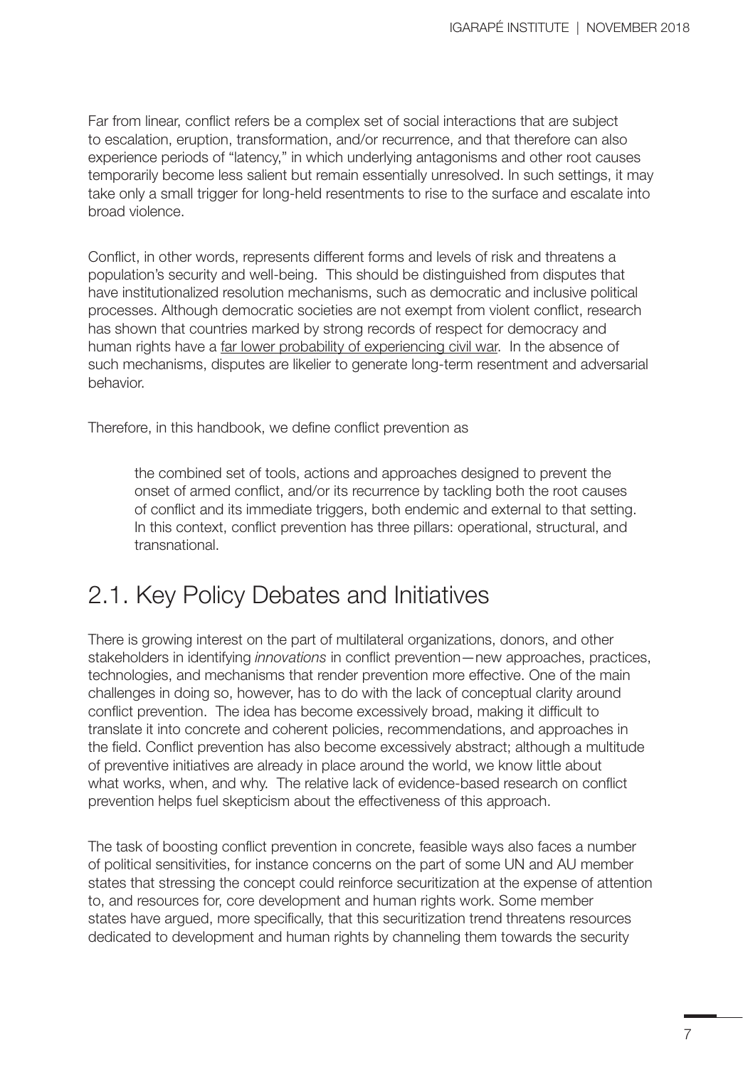Far from linear, conflict refers be a complex set of social interactions that are subject to escalation, eruption, transformation, and/or recurrence, and that therefore can also experience periods of "latency," in which underlying antagonisms and other root causes temporarily become less salient but remain essentially unresolved. In such settings, it may take only a small trigger for long-held resentments to rise to the surface and escalate into broad violence.

Conflict, in other words, represents different forms and levels of risk and threatens a population's security and well-being. This should be distinguished from disputes that have institutionalized resolution mechanisms, such as democratic and inclusive political processes. Although democratic societies are not exempt from violent conflict, research has shown that countries marked by strong records of respect for democracy and human rights have a far lower probability of experiencing civil war. In the absence of such mechanisms, disputes are likelier to generate long-term resentment and adversarial behavior.

Therefore, in this handbook, we define conflict prevention as

> the combined set of tools, actions and approaches designed to prevent the onset of armed conflict, and/or its recurrence by tackling both the root causes of conflict and its immediate triggers, both endemic and external to that setting. In this context, conflict prevention has three pillars: operational, structural, and transnational.

## 2.1. Key Policy Debates and Initiatives

There is growing interest on the part of multilateral organizations, donors, and other stakeholders in identifying *innovations* in conflict prevention—new approaches, practices, technologies, and mechanisms that render prevention more effective. One of the main challenges in doing so, however, has to do with the lack of conceptual clarity around conflict prevention. The idea has become excessively broad, making it difficult to translate it into concrete and coherent policies, recommendations, and approaches in the field. Conflict prevention has also become excessively abstract; although a multitude of preventive initiatives are already in place around the world, we know little about what works, when, and why. The relative lack of evidence-based research on conflict prevention helps fuel skepticism about the effectiveness of this approach.

The task of boosting conflict prevention in concrete, feasible ways also faces a number of political sensitivities, for instance concerns on the part of some UN and AU member states that stressing the concept could reinforce securitization at the expense of attention to, and resources for, core development and human rights work. Some member states have argued, more specifically, that this securitization trend threatens resources dedicated to development and human rights by channeling them towards the security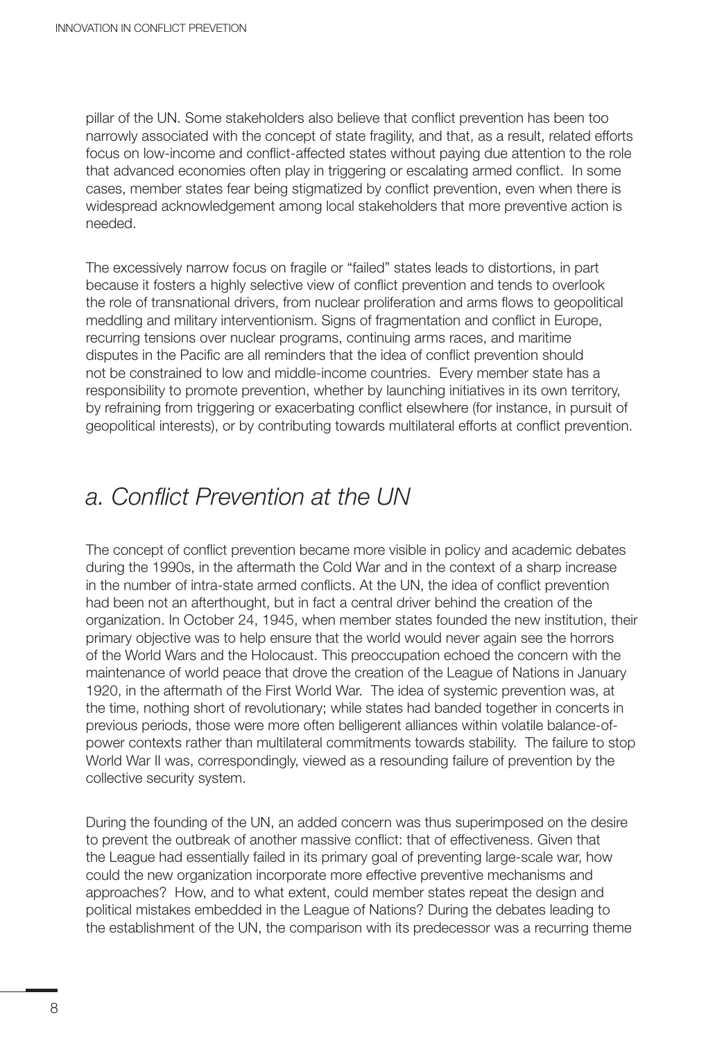pillar of the UN. Some stakeholders also believe that conflict prevention has been too narrowly associated with the concept of state fragility, and that, as a result, related efforts focus on low-income and conflict-affected states without paying due attention to the role that advanced economies often play in triggering or escalating armed conflict. In some cases, member states fear being stigmatized by conflict prevention, even when there is widespread acknowledgement among local stakeholders that more preventive action is needed.

The excessively narrow focus on fragile or "failed" states leads to distortions, in part because it fosters a highly selective view of conflict prevention and tends to overlook the role of transnational drivers, from nuclear proliferation and arms flows to geopolitical meddling and military interventionism. Signs of fragmentation and conflict in Europe, recurring tensions over nuclear programs, continuing arms races, and maritime disputes in the Pacific are all reminders that the idea of conflict prevention should not be constrained to low and middle-income countries. Every member state has a responsibility to promote prevention, whether by launching initiatives in its own territory, by refraining from triggering or exacerbating conflict elsewhere (for instance, in pursuit of geopolitical interests), or by contributing towards multilateral efforts at conflict prevention.

## *a. Conflict Prevention at the UN*

The concept of conflict prevention became more visible in policy and academic debates during the 1990s, in the aftermath the Cold War and in the context of a sharp increase in the number of intra-state armed conflicts. At the UN, the idea of conflict prevention had been not an afterthought, but in fact a central driver behind the creation of the organization. In October 24, 1945, when member states founded the new institution, their primary objective was to help ensure that the world would never again see the horrors of the World Wars and the Holocaust. This preoccupation echoed the concern with the maintenance of world peace that drove the creation of the League of Nations in January 1920, in the aftermath of the First World War. The idea of systemic prevention was, at the time, nothing short of revolutionary; while states had banded together in concerts in previous periods, those were more often belligerent alliances within volatile balance-of-power contexts rather than multilateral commitments towards stability. The failure to stop World War II was, correspondingly, viewed as a resounding failure of prevention by the collective security system.

During the founding of the UN, an added concern was thus superimposed on the desire to prevent the outbreak of another massive conflict: that of effectiveness. Given that the League had essentially failed in its primary goal of preventing large-scale war, how could the new organization incorporate more effective preventive mechanisms and approaches? How, and to what extent, could member states repeat the design and political mistakes embedded in the League of Nations? During the debates leading to the establishment of the UN, the comparison with its predecessor was a recurring theme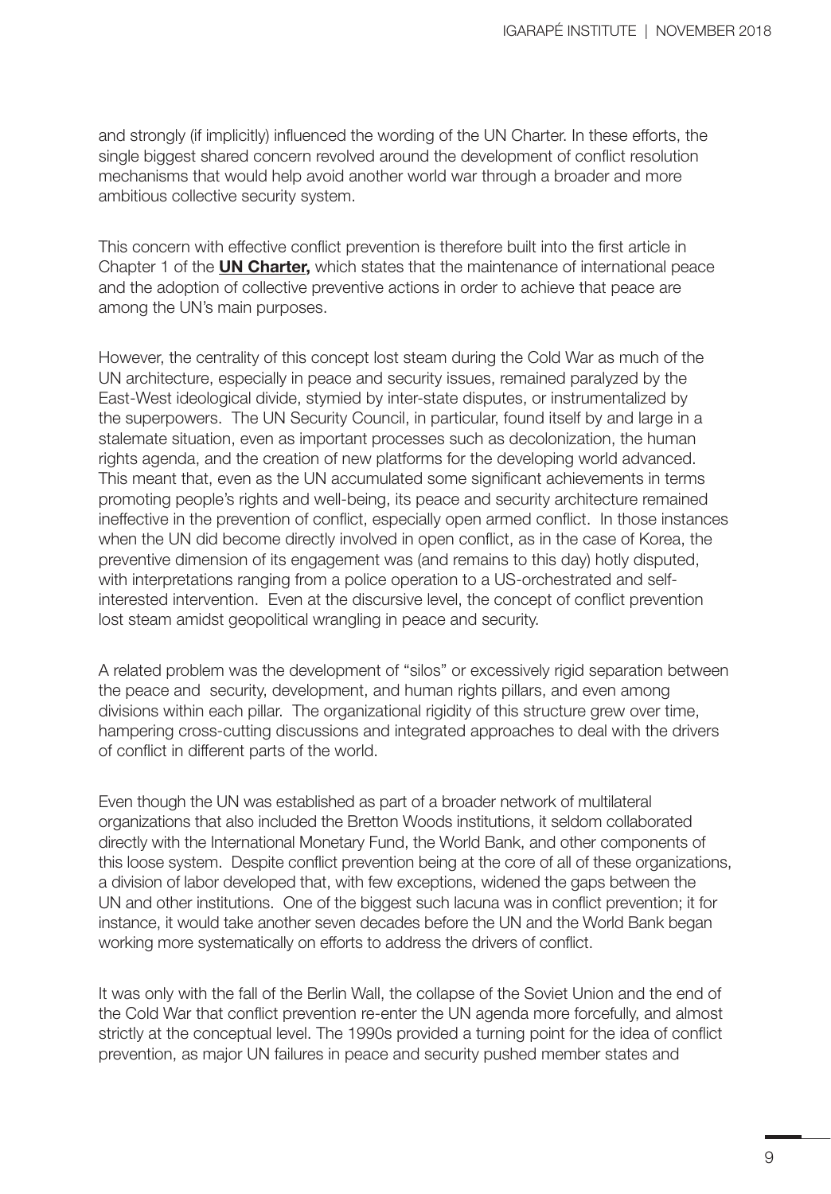and strongly (if implicitly) influenced the wording of the UN Charter. In these efforts, the single biggest shared concern revolved around the development of conflict resolution mechanisms that would help avoid another world war through a broader and more ambitious collective security system.

This concern with effective conflict prevention is therefore built into the first article in Chapter 1 of the **UN Charter,** which states that the maintenance of international peace and the adoption of collective preventive actions in order to achieve that peace are among the UN's main purposes.

However, the centrality of this concept lost steam during the Cold War as much of the UN architecture, especially in peace and security issues, remained paralyzed by the East-West ideological divide, stymied by inter-state disputes, or instrumentalized by the superpowers. The UN Security Council, in particular, found itself by and large in a stalemate situation, even as important processes such as decolonization, the human rights agenda, and the creation of new platforms for the developing world advanced. This meant that, even as the UN accumulated some significant achievements in terms promoting people's rights and well-being, its peace and security architecture remained ineffective in the prevention of conflict, especially open armed conflict. In those instances when the UN did become directly involved in open conflict, as in the case of Korea, the preventive dimension of its engagement was (and remains to this day) hotly disputed, with interpretations ranging from a police operation to a US-orchestrated and self-interested intervention. Even at the discursive level, the concept of conflict prevention lost steam amidst geopolitical wrangling in peace and security.

A related problem was the development of "silos" or excessively rigid separation between the peace and security, development, and human rights pillars, and even among divisions within each pillar. The organizational rigidity of this structure grew over time, hampering cross-cutting discussions and integrated approaches to deal with the drivers of conflict in different parts of the world.

Even though the UN was established as part of a broader network of multilateral organizations that also included the Bretton Woods institutions, it seldom collaborated directly with the International Monetary Fund, the World Bank, and other components of this loose system. Despite conflict prevention being at the core of all of these organizations, a division of labor developed that, with few exceptions, widened the gaps between the UN and other institutions. One of the biggest such lacuna was in conflict prevention; it for instance, it would take another seven decades before the UN and the World Bank began working more systematically on efforts to address the drivers of conflict.

It was only with the fall of the Berlin Wall, the collapse of the Soviet Union and the end of the Cold War that conflict prevention re-enter the UN agenda more forcefully, and almost strictly at the conceptual level. The 1990s provided a turning point for the idea of conflict prevention, as major UN failures in peace and security pushed member states and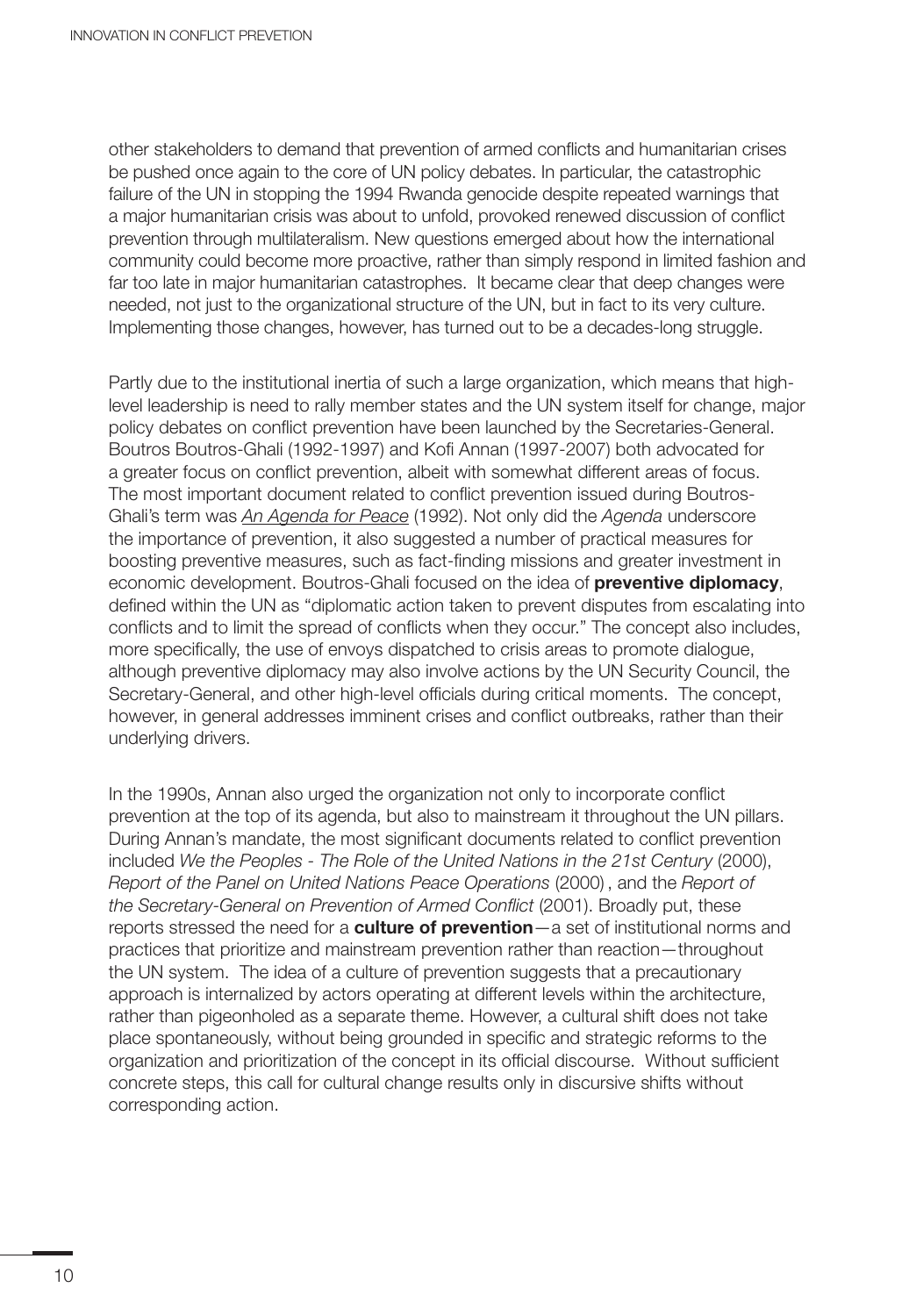other stakeholders to demand that prevention of armed conflicts and humanitarian crises be pushed once again to the core of UN policy debates. In particular, the catastrophic failure of the UN in stopping the 1994 Rwanda genocide despite repeated warnings that a major humanitarian crisis was about to unfold, provoked renewed discussion of conflict prevention through multilateralism. New questions emerged about how the international community could become more proactive, rather than simply respond in limited fashion and far too late in major humanitarian catastrophes. It became clear that deep changes were needed, not just to the organizational structure of the UN, but in fact to its very culture. Implementing those changes, however, has turned out to be a decades-long struggle.

Partly due to the institutional inertia of such a large organization, which means that high-level leadership is need to rally member states and the UN system itself for change, major policy debates on conflict prevention have been launched by the Secretaries-General. Boutros Boutros-Ghali (1992-1997) and Kofi Annan (1997-2007) both advocated for a greater focus on conflict prevention, albeit with somewhat different areas of focus. The most important document related to conflict prevention issued during Boutros-Ghali's term was *An Agenda for Peace* (1992). Not only did the *Agenda* underscore the importance of prevention, it also suggested a number of practical measures for boosting preventive measures, such as fact-finding missions and greater investment in economic development. Boutros-Ghali focused on the idea of **preventive diplomacy**, defined within the UN as "diplomatic action taken to prevent disputes from escalating into conflicts and to limit the spread of conflicts when they occur." The concept also includes, more specifically, the use of envoys dispatched to crisis areas to promote dialogue, although preventive diplomacy may also involve actions by the UN Security Council, the Secretary-General, and other high-level officials during critical moments. The concept, however, in general addresses imminent crises and conflict outbreaks, rather than their underlying drivers.

In the 1990s, Annan also urged the organization not only to incorporate conflict prevention at the top of its agenda, but also to mainstream it throughout the UN pillars. During Annan's mandate, the most significant documents related to conflict prevention included *We the Peoples - The Role of the United Nations in the 21st Century* (2000), *Report of the Panel on United Nations Peace Operations* (2000), and the *Report of the Secretary-General on Prevention of Armed Conflict* (2001). Broadly put, these reports stressed the need for a **culture of prevention**—a set of institutional norms and practices that prioritize and mainstream prevention rather than reaction—throughout the UN system. The idea of a culture of prevention suggests that a precautionary approach is internalized by actors operating at different levels within the architecture, rather than pigeonholed as a separate theme. However, a cultural shift does not take place spontaneously, without being grounded in specific and strategic reforms to the organization and prioritization of the concept in its official discourse. Without sufficient concrete steps, this call for cultural change results only in discursive shifts without corresponding action.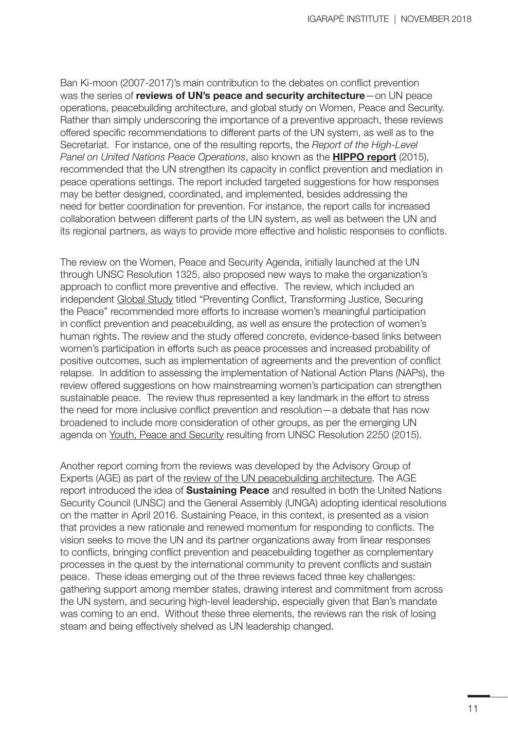Ban Ki-moon (2007-2017)'s main contribution to the debates on conflict prevention was the series of **reviews of UN's peace and security architecture**—on UN peace operations, peacebuilding architecture, and global study on Women, Peace and Security. Rather than simply underscoring the importance of a preventive approach, these reviews offered specific recommendations to different parts of the UN system, as well as to the Secretariat. For instance, one of the resulting reports, the *Report of the High-Level Panel on United Nations Peace Operations*, also known as the **HIPPO report** (2015), recommended that the UN strengthen its capacity in conflict prevention and mediation in peace operations settings. The report included targeted suggestions for how responses may be better designed, coordinated, and implemented, besides addressing the need for better coordination for prevention. For instance, the report calls for increased collaboration between different parts of the UN system, as well as between the UN and its regional partners, as ways to provide more effective and holistic responses to conflicts.

The review on the Women, Peace and Security Agenda, initially launched at the UN through UNSC Resolution 1325, also proposed new ways to make the organization's approach to conflict more preventive and effective. The review, which included an independent Global Study titled "Preventing Conflict, Transforming Justice, Securing the Peace" recommended more efforts to increase women's meaningful participation in conflict prevention and peacebuilding, as well as ensure the protection of women's human rights. The review and the study offered concrete, evidence-based links between women's participation in efforts such as peace processes and increased probability of positive outcomes, such as implementation of agreements and the prevention of conflict relapse. In addition to assessing the implementation of National Action Plans (NAPs), the review offered suggestions on how mainstreaming women's participation can strengthen sustainable peace. The review thus represented a key landmark in the effort to stress the need for more inclusive conflict prevention and resolution—a debate that has now broadened to include more consideration of other groups, as per the emerging UN agenda on Youth, Peace and Security resulting from UNSC Resolution 2250 (2015).

Another report coming from the reviews was developed by the Advisory Group of Experts (AGE) as part of the review of the UN peacebuilding architecture. The AGE report introduced the idea of **Sustaining Peace** and resulted in both the United Nations Security Council (UNSC) and the General Assembly (UNGA) adopting identical resolutions on the matter in April 2016. Sustaining Peace, in this context, is presented as a vision that provides a new rationale and renewed momentum for responding to conflicts. The vision seeks to move the UN and its partner organizations away from linear responses to conflicts, bringing conflict prevention and peacebuilding together as complementary processes in the quest by the international community to prevent conflicts and sustain peace. These ideas emerging out of the three reviews faced three key challenges: gathering support among member states, drawing interest and commitment from across the UN system, and securing high-level leadership, especially given that Ban's mandate was coming to an end. Without these three elements, the reviews ran the risk of losing steam and being effectively shelved as UN leadership changed.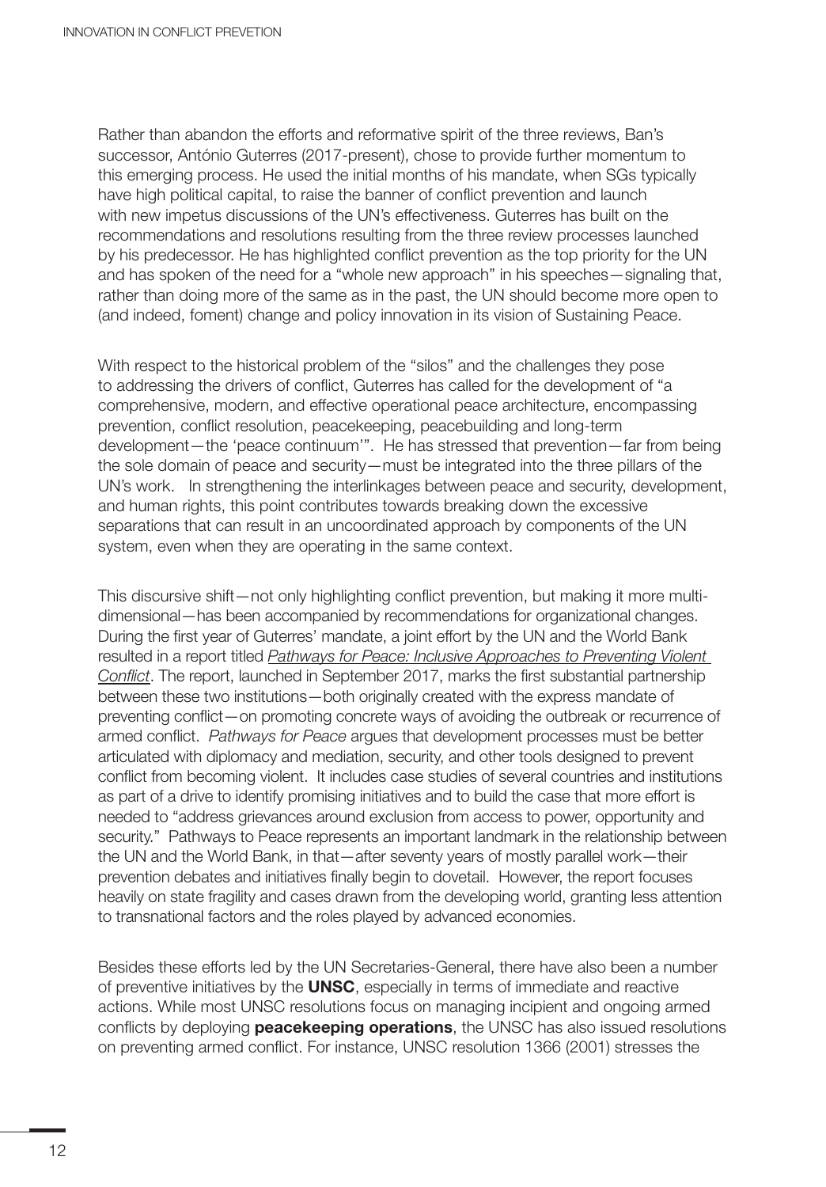Rather than abandon the efforts and reformative spirit of the three reviews, Ban's successor, António Guterres (2017-present), chose to provide further momentum to this emerging process. He used the initial months of his mandate, when SGs typically have high political capital, to raise the banner of conflict prevention and launch with new impetus discussions of the UN's effectiveness. Guterres has built on the recommendations and resolutions resulting from the three review processes launched by his predecessor. He has highlighted conflict prevention as the top priority for the UN and has spoken of the need for a "whole new approach" in his speeches—signaling that, rather than doing more of the same as in the past, the UN should become more open to (and indeed, foment) change and policy innovation in its vision of Sustaining Peace.

With respect to the historical problem of the "silos" and the challenges they pose to addressing the drivers of conflict, Guterres has called for the development of "a comprehensive, modern, and effective operational peace architecture, encompassing prevention, conflict resolution, peacekeeping, peacebuilding and long-term development—the 'peace continuum'". He has stressed that prevention—far from being the sole domain of peace and security—must be integrated into the three pillars of the UN's work. In strengthening the interlinkages between peace and security, development, and human rights, this point contributes towards breaking down the excessive separations that can result in an uncoordinated approach by components of the UN system, even when they are operating in the same context.

This discursive shift—not only highlighting conflict prevention, but making it more multi-dimensional—has been accompanied by recommendations for organizational changes. During the first year of Guterres' mandate, a joint effort by the UN and the World Bank resulted in a report titled *Pathways for Peace: Inclusive Approaches to Preventing Violent Conflict*. The report, launched in September 2017, marks the first substantial partnership between these two institutions—both originally created with the express mandate of preventing conflict—on promoting concrete ways of avoiding the outbreak or recurrence of armed conflict. *Pathways for Peace* argues that development processes must be better articulated with diplomacy and mediation, security, and other tools designed to prevent conflict from becoming violent. It includes case studies of several countries and institutions as part of a drive to identify promising initiatives and to build the case that more effort is needed to "address grievances around exclusion from access to power, opportunity and security." Pathways to Peace represents an important landmark in the relationship between the UN and the World Bank, in that—after seventy years of mostly parallel work—their prevention debates and initiatives finally begin to dovetail. However, the report focuses heavily on state fragility and cases drawn from the developing world, granting less attention to transnational factors and the roles played by advanced economies.

Besides these efforts led by the UN Secretaries-General, there have also been a number of preventive initiatives by the **UNSC**, especially in terms of immediate and reactive actions. While most UNSC resolutions focus on managing incipient and ongoing armed conflicts by deploying **peacekeeping operations**, the UNSC has also issued resolutions on preventing armed conflict. For instance, UNSC resolution 1366 (2001) stresses the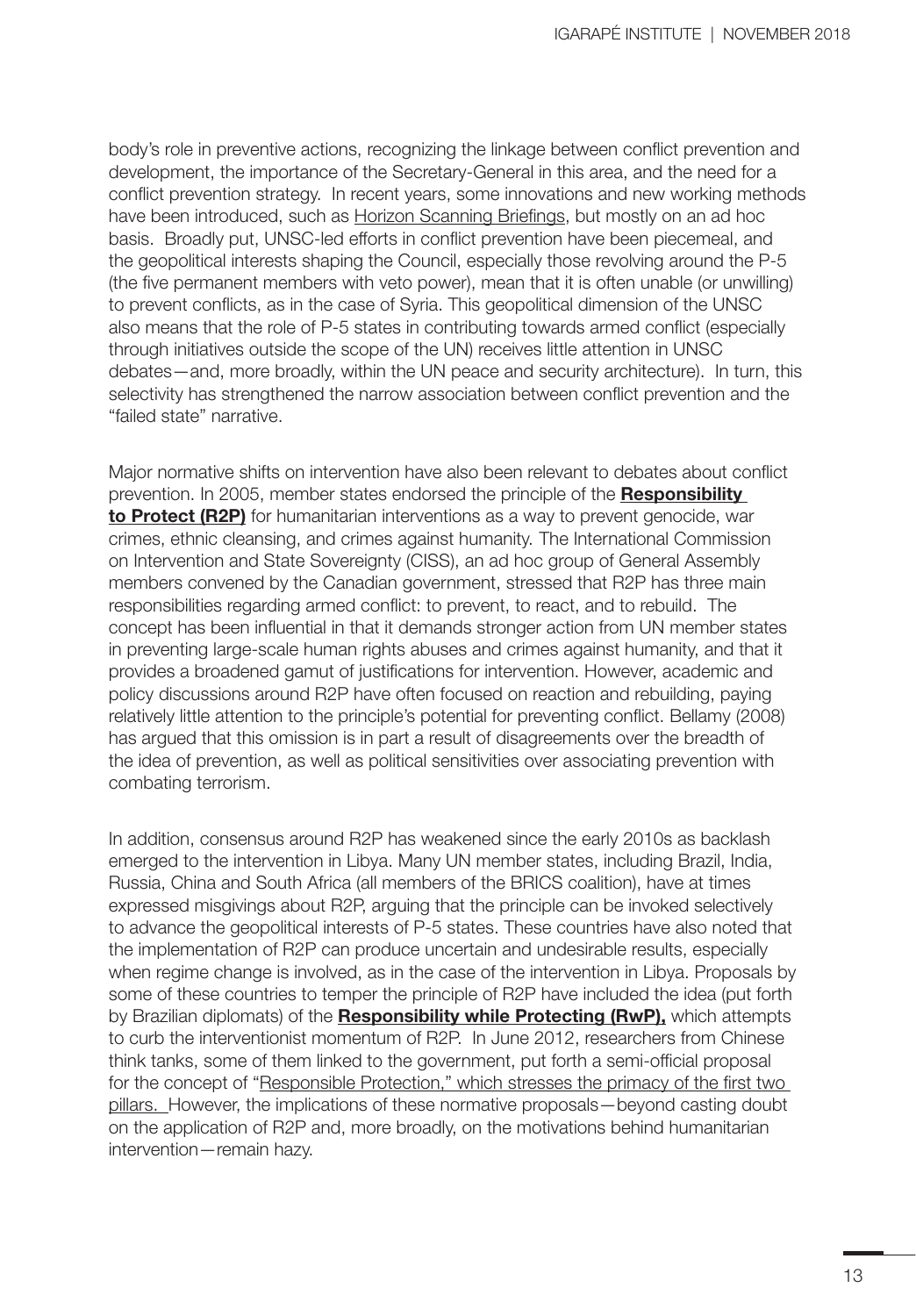body's role in preventive actions, recognizing the linkage between conflict prevention and development, the importance of the Secretary-General in this area, and the need for a conflict prevention strategy. In recent years, some innovations and new working methods have been introduced, such as Horizon Scanning Briefings, but mostly on an ad hoc basis. Broadly put, UNSC-led efforts in conflict prevention have been piecemeal, and the geopolitical interests shaping the Council, especially those revolving around the P-5 (the five permanent members with veto power), mean that it is often unable (or unwilling) to prevent conflicts, as in the case of Syria. This geopolitical dimension of the UNSC also means that the role of P-5 states in contributing towards armed conflict (especially through initiatives outside the scope of the UN) receives little attention in UNSC debates—and, more broadly, within the UN peace and security architecture). In turn, this selectivity has strengthened the narrow association between conflict prevention and the "failed state" narrative.

Major normative shifts on intervention have also been relevant to debates about conflict prevention. In 2005, member states endorsed the principle of the **Responsibility to Protect (R2P)** for humanitarian interventions as a way to prevent genocide, war crimes, ethnic cleansing, and crimes against humanity. The International Commission on Intervention and State Sovereignty (CISS), an ad hoc group of General Assembly members convened by the Canadian government, stressed that R2P has three main responsibilities regarding armed conflict: to prevent, to react, and to rebuild. The concept has been influential in that it demands stronger action from UN member states in preventing large-scale human rights abuses and crimes against humanity, and that it provides a broadened gamut of justifications for intervention. However, academic and policy discussions around R2P have often focused on reaction and rebuilding, paying relatively little attention to the principle's potential for preventing conflict. Bellamy (2008) has argued that this omission is in part a result of disagreements over the breadth of the idea of prevention, as well as political sensitivities over associating prevention with combating terrorism.

In addition, consensus around R2P has weakened since the early 2010s as backlash emerged to the intervention in Libya. Many UN member states, including Brazil, India, Russia, China and South Africa (all members of the BRICS coalition), have at times expressed misgivings about R2P, arguing that the principle can be invoked selectively to advance the geopolitical interests of P-5 states. These countries have also noted that the implementation of R2P can produce uncertain and undesirable results, especially when regime change is involved, as in the case of the intervention in Libya. Proposals by some of these countries to temper the principle of R2P have included the idea (put forth by Brazilian diplomats) of the **Responsibility while Protecting (RwP),** which attempts to curb the interventionist momentum of R2P. In June 2012, researchers from Chinese think tanks, some of them linked to the government, put forth a semi-official proposal for the concept of "Responsible Protection," which stresses the primacy of the first two pillars. However, the implications of these normative proposals—beyond casting doubt on the application of R2P and, more broadly, on the motivations behind humanitarian intervention—remain hazy.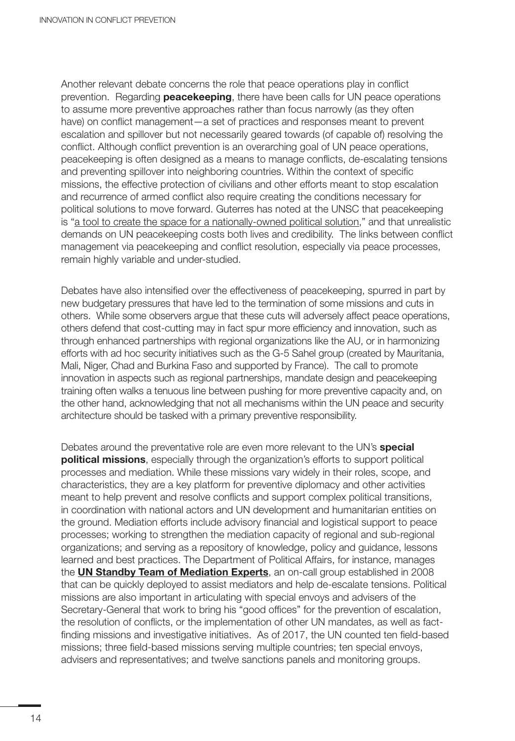Another relevant debate concerns the role that peace operations play in conflict prevention. Regarding **peacekeeping**, there have been calls for UN peace operations to assume more preventive approaches rather than focus narrowly (as they often have) on conflict management—a set of practices and responses meant to prevent escalation and spillover but not necessarily geared towards (of capable of) resolving the conflict. Although conflict prevention is an overarching goal of UN peace operations, peacekeeping is often designed as a means to manage conflicts, de-escalating tensions and preventing spillover into neighboring countries. Within the context of specific missions, the effective protection of civilians and other efforts meant to stop escalation and recurrence of armed conflict also require creating the conditions necessary for political solutions to move forward. Guterres has noted at the UNSC that peacekeeping is "a tool to create the space for a nationally-owned political solution," and that unrealistic demands on UN peacekeeping costs both lives and credibility. The links between conflict management via peacekeeping and conflict resolution, especially via peace processes, remain highly variable and under-studied.

Debates have also intensified over the effectiveness of peacekeeping, spurred in part by new budgetary pressures that have led to the termination of some missions and cuts in others. While some observers argue that these cuts will adversely affect peace operations, others defend that cost-cutting may in fact spur more efficiency and innovation, such as through enhanced partnerships with regional organizations like the AU, or in harmonizing efforts with ad hoc security initiatives such as the G-5 Sahel group (created by Mauritania, Mali, Niger, Chad and Burkina Faso and supported by France). The call to promote innovation in aspects such as regional partnerships, mandate design and peacekeeping training often walks a tenuous line between pushing for more preventive capacity and, on the other hand, acknowledging that not all mechanisms within the UN peace and security architecture should be tasked with a primary preventive responsibility.

Debates around the preventative role are even more relevant to the UN's **special political missions**, especially through the organization's efforts to support political processes and mediation. While these missions vary widely in their roles, scope, and characteristics, they are a key platform for preventive diplomacy and other activities meant to help prevent and resolve conflicts and support complex political transitions, in coordination with national actors and UN development and humanitarian entities on the ground. Mediation efforts include advisory financial and logistical support to peace processes; working to strengthen the mediation capacity of regional and sub-regional organizations; and serving as a repository of knowledge, policy and guidance, lessons learned and best practices. The Department of Political Affairs, for instance, manages the **UN Standby Team of Mediation Experts**, an on-call group established in 2008 that can be quickly deployed to assist mediators and help de-escalate tensions. Political missions are also important in articulating with special envoys and advisers of the Secretary-General that work to bring his "good offices" for the prevention of escalation, the resolution of conflicts, or the implementation of other UN mandates, as well as fact-finding missions and investigative initiatives. As of 2017, the UN counted ten field-based missions; three field-based missions serving multiple countries; ten special envoys, advisers and representatives; and twelve sanctions panels and monitoring groups.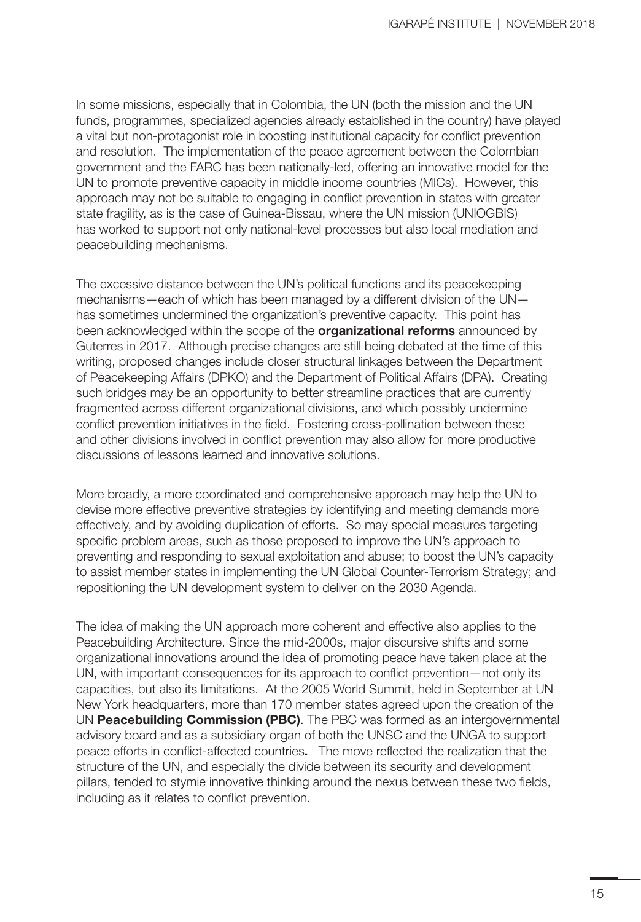In some missions, especially that in Colombia, the UN (both the mission and the UN funds, programmes, specialized agencies already established in the country) have played a vital but non-protagonist role in boosting institutional capacity for conflict prevention and resolution. The implementation of the peace agreement between the Colombian government and the FARC has been nationally-led, offering an innovative model for the UN to promote preventive capacity in middle income countries (MICs). However, this approach may not be suitable to engaging in conflict prevention in states with greater state fragility, as is the case of Guinea-Bissau, where the UN mission (UNIOGBIS) has worked to support not only national-level processes but also local mediation and peacebuilding mechanisms.

The excessive distance between the UN's political functions and its peacekeeping mechanisms—each of which has been managed by a different division of the UN—has sometimes undermined the organization's preventive capacity. This point has been acknowledged within the scope of the **organizational reforms** announced by Guterres in 2017. Although precise changes are still being debated at the time of this writing, proposed changes include closer structural linkages between the Department of Peacekeeping Affairs (DPKO) and the Department of Political Affairs (DPA). Creating such bridges may be an opportunity to better streamline practices that are currently fragmented across different organizational divisions, and which possibly undermine conflict prevention initiatives in the field. Fostering cross-pollination between these and other divisions involved in conflict prevention may also allow for more productive discussions of lessons learned and innovative solutions.

More broadly, a more coordinated and comprehensive approach may help the UN to devise more effective preventive strategies by identifying and meeting demands more effectively, and by avoiding duplication of efforts. So may special measures targeting specific problem areas, such as those proposed to improve the UN's approach to preventing and responding to sexual exploitation and abuse; to boost the UN's capacity to assist member states in implementing the UN Global Counter-Terrorism Strategy; and repositioning the UN development system to deliver on the 2030 Agenda.

The idea of making the UN approach more coherent and effective also applies to the Peacebuilding Architecture. Since the mid-2000s, major discursive shifts and some organizational innovations around the idea of promoting peace have taken place at the UN, with important consequences for its approach to conflict prevention—not only its capacities, but also its limitations. At the 2005 World Summit, held in September at UN New York headquarters, more than 170 member states agreed upon the creation of the UN **Peacebuilding Commission (PBC)**. The PBC was formed as an intergovernmental advisory board and as a subsidiary organ of both the UNSC and the UNGA to support peace efforts in conflict-affected countries. The move reflected the realization that the structure of the UN, and especially the divide between its security and development pillars, tended to stymie innovative thinking around the nexus between these two fields, including as it relates to conflict prevention.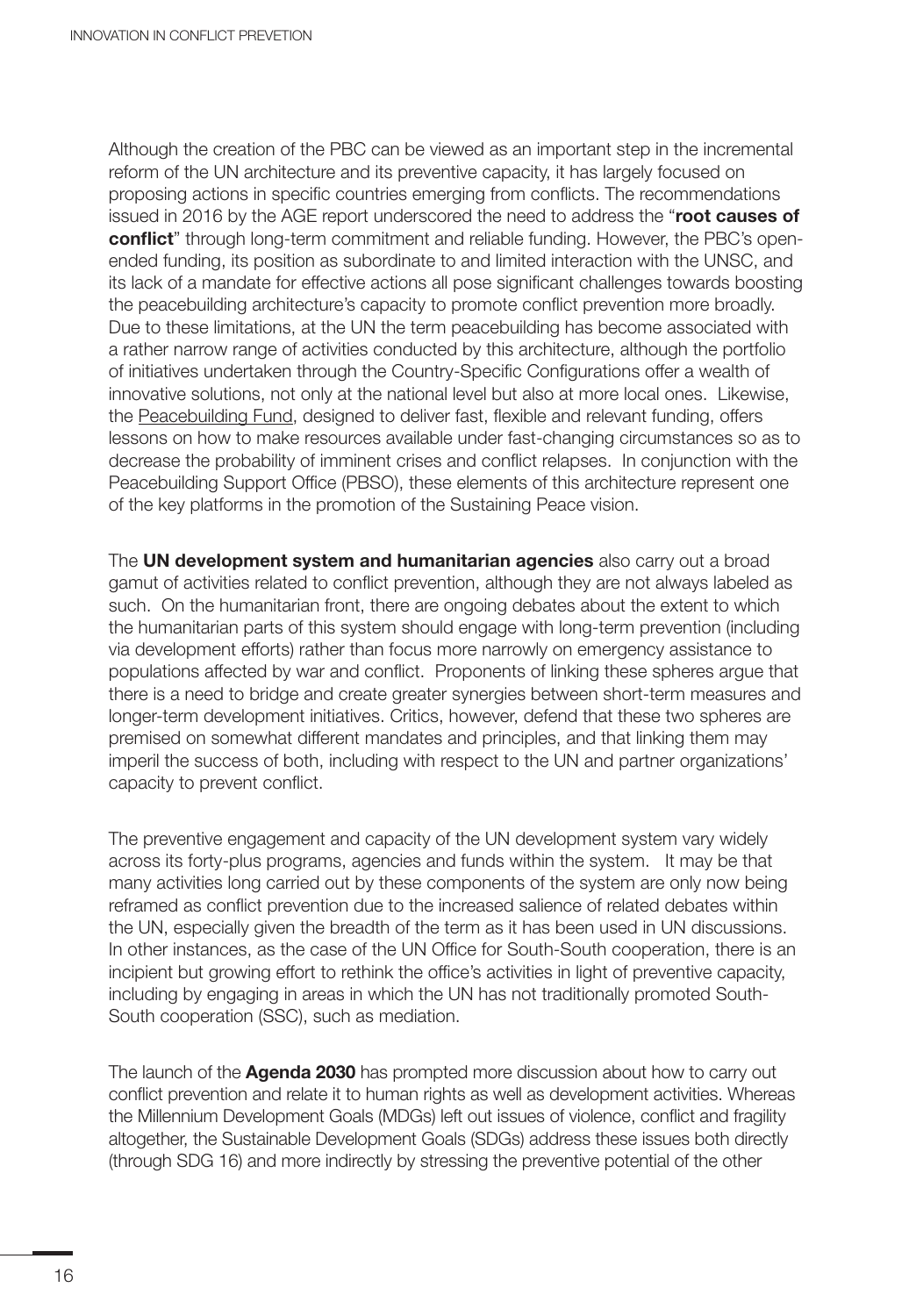Although the creation of the PBC can be viewed as an important step in the incremental reform of the UN architecture and its preventive capacity, it has largely focused on proposing actions in specific countries emerging from conflicts. The recommendations issued in 2016 by the AGE report underscored the need to address the "**root causes of conflict**" through long-term commitment and reliable funding. However, the PBC's open-ended funding, its position as subordinate to and limited interaction with the UNSC, and its lack of a mandate for effective actions all pose significant challenges towards boosting the peacebuilding architecture's capacity to promote conflict prevention more broadly. Due to these limitations, at the UN the term peacebuilding has become associated with a rather narrow range of activities conducted by this architecture, although the portfolio of initiatives undertaken through the Country-Specific Configurations offer a wealth of innovative solutions, not only at the national level but also at more local ones. Likewise, the Peacebuilding Fund, designed to deliver fast, flexible and relevant funding, offers lessons on how to make resources available under fast-changing circumstances so as to decrease the probability of imminent crises and conflict relapses. In conjunction with the Peacebuilding Support Office (PBSO), these elements of this architecture represent one of the key platforms in the promotion of the Sustaining Peace vision.

The **UN development system and humanitarian agencies** also carry out a broad gamut of activities related to conflict prevention, although they are not always labeled as such. On the humanitarian front, there are ongoing debates about the extent to which the humanitarian parts of this system should engage with long-term prevention (including via development efforts) rather than focus more narrowly on emergency assistance to populations affected by war and conflict. Proponents of linking these spheres argue that there is a need to bridge and create greater synergies between short-term measures and longer-term development initiatives. Critics, however, defend that these two spheres are premised on somewhat different mandates and principles, and that linking them may imperil the success of both, including with respect to the UN and partner organizations' capacity to prevent conflict.

The preventive engagement and capacity of the UN development system vary widely across its forty-plus programs, agencies and funds within the system. It may be that many activities long carried out by these components of the system are only now being reframed as conflict prevention due to the increased salience of related debates within the UN, especially given the breadth of the term as it has been used in UN discussions. In other instances, as the case of the UN Office for South-South cooperation, there is an incipient but growing effort to rethink the office's activities in light of preventive capacity, including by engaging in areas in which the UN has not traditionally promoted South-South cooperation (SSC), such as mediation.

The launch of the **Agenda 2030** has prompted more discussion about how to carry out conflict prevention and relate it to human rights as well as development activities. Whereas the Millennium Development Goals (MDGs) left out issues of violence, conflict and fragility altogether, the Sustainable Development Goals (SDGs) address these issues both directly (through SDG 16) and more indirectly by stressing the preventive potential of the other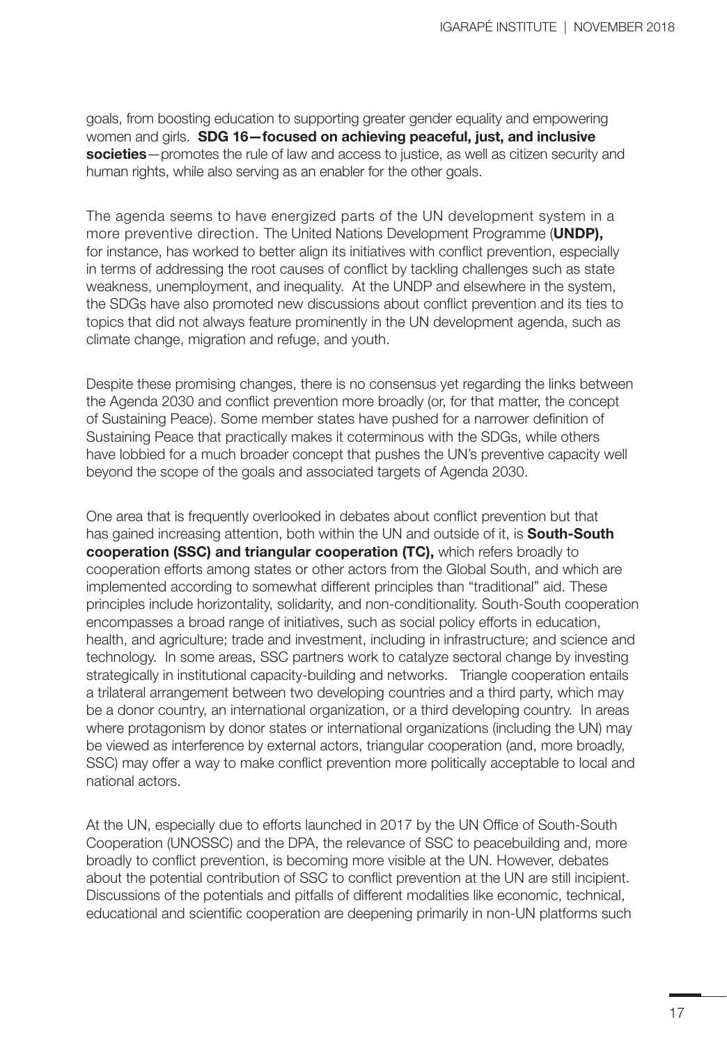goals, from boosting education to supporting greater gender equality and empowering women and girls. **SDG 16—focused on achieving peaceful, just, and inclusive societies**—promotes the rule of law and access to justice, as well as citizen security and human rights, while also serving as an enabler for the other goals.

The agenda seems to have energized parts of the UN development system in a more preventive direction. The United Nations Development Programme (**UNDP),** for instance, has worked to better align its initiatives with conflict prevention, especially in terms of addressing the root causes of conflict by tackling challenges such as state weakness, unemployment, and inequality. At the UNDP and elsewhere in the system, the SDGs have also promoted new discussions about conflict prevention and its ties to topics that did not always feature prominently in the UN development agenda, such as climate change, migration and refuge, and youth.

Despite these promising changes, there is no consensus yet regarding the links between the Agenda 2030 and conflict prevention more broadly (or, for that matter, the concept of Sustaining Peace). Some member states have pushed for a narrower definition of Sustaining Peace that practically makes it coterminous with the SDGs, while others have lobbied for a much broader concept that pushes the UN's preventive capacity well beyond the scope of the goals and associated targets of Agenda 2030.

One area that is frequently overlooked in debates about conflict prevention but that has gained increasing attention, both within the UN and outside of it, is **South-South cooperation (SSC) and triangular cooperation (TC),** which refers broadly to cooperation efforts among states or other actors from the Global South, and which are implemented according to somewhat different principles than "traditional" aid. These principles include horizontality, solidarity, and non-conditionality. South-South cooperation encompasses a broad range of initiatives, such as social policy efforts in education, health, and agriculture; trade and investment, including in infrastructure; and science and technology. In some areas, SSC partners work to catalyze sectoral change by investing strategically in institutional capacity-building and networks. Triangle cooperation entails a trilateral arrangement between two developing countries and a third party, which may be a donor country, an international organization, or a third developing country. In areas where protagonism by donor states or international organizations (including the UN) may be viewed as interference by external actors, triangular cooperation (and, more broadly, SSC) may offer a way to make conflict prevention more politically acceptable to local and national actors.

At the UN, especially due to efforts launched in 2017 by the UN Office of South-South Cooperation (UNOSSC) and the DPA, the relevance of SSC to peacebuilding and, more broadly to conflict prevention, is becoming more visible at the UN. However, debates about the potential contribution of SSC to conflict prevention at the UN are still incipient. Discussions of the potentials and pitfalls of different modalities like economic, technical, educational and scientific cooperation are deepening primarily in non-UN platforms such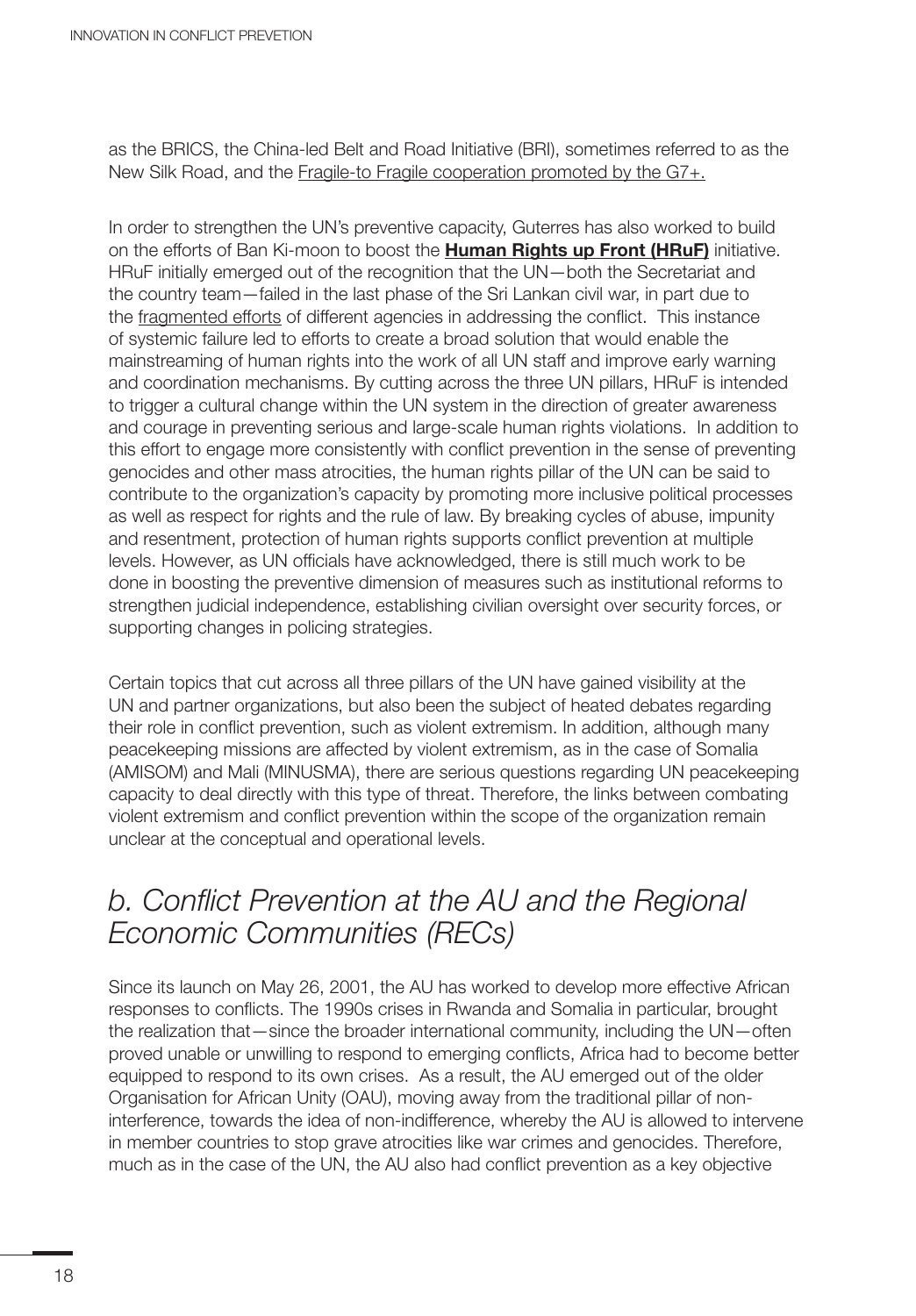as the BRICS, the China-led Belt and Road Initiative (BRI), sometimes referred to as the New Silk Road, and the Fragile-to Fragile cooperation promoted by the G7+.

In order to strengthen the UN's preventive capacity, Guterres has also worked to build on the efforts of Ban Ki-moon to boost the **Human Rights up Front (HRuF)** initiative. HRuF initially emerged out of the recognition that the UN—both the Secretariat and the country team—failed in the last phase of the Sri Lankan civil war, in part due to the fragmented efforts of different agencies in addressing the conflict. This instance of systemic failure led to efforts to create a broad solution that would enable the mainstreaming of human rights into the work of all UN staff and improve early warning and coordination mechanisms. By cutting across the three UN pillars, HRuF is intended to trigger a cultural change within the UN system in the direction of greater awareness and courage in preventing serious and large-scale human rights violations. In addition to this effort to engage more consistently with conflict prevention in the sense of preventing genocides and other mass atrocities, the human rights pillar of the UN can be said to contribute to the organization's capacity by promoting more inclusive political processes as well as respect for rights and the rule of law. By breaking cycles of abuse, impunity and resentment, protection of human rights supports conflict prevention at multiple levels. However, as UN officials have acknowledged, there is still much work to be done in boosting the preventive dimension of measures such as institutional reforms to strengthen judicial independence, establishing civilian oversight over security forces, or supporting changes in policing strategies.

Certain topics that cut across all three pillars of the UN have gained visibility at the UN and partner organizations, but also been the subject of heated debates regarding their role in conflict prevention, such as violent extremism. In addition, although many peacekeeping missions are affected by violent extremism, as in the case of Somalia (AMISOM) and Mali (MINUSMA), there are serious questions regarding UN peacekeeping capacity to deal directly with this type of threat. Therefore, the links between combating violent extremism and conflict prevention within the scope of the organization remain unclear at the conceptual and operational levels.

## *b. Conflict Prevention at the AU and the Regional Economic Communities (RECs)*

Since its launch on May 26, 2001, the AU has worked to develop more effective African responses to conflicts. The 1990s crises in Rwanda and Somalia in particular, brought the realization that—since the broader international community, including the UN—often proved unable or unwilling to respond to emerging conflicts, Africa had to become better equipped to respond to its own crises. As a result, the AU emerged out of the older Organisation for African Unity (OAU), moving away from the traditional pillar of non-interference, towards the idea of non-indifference, whereby the AU is allowed to intervene in member countries to stop grave atrocities like war crimes and genocides. Therefore, much as in the case of the UN, the AU also had conflict prevention as a key objective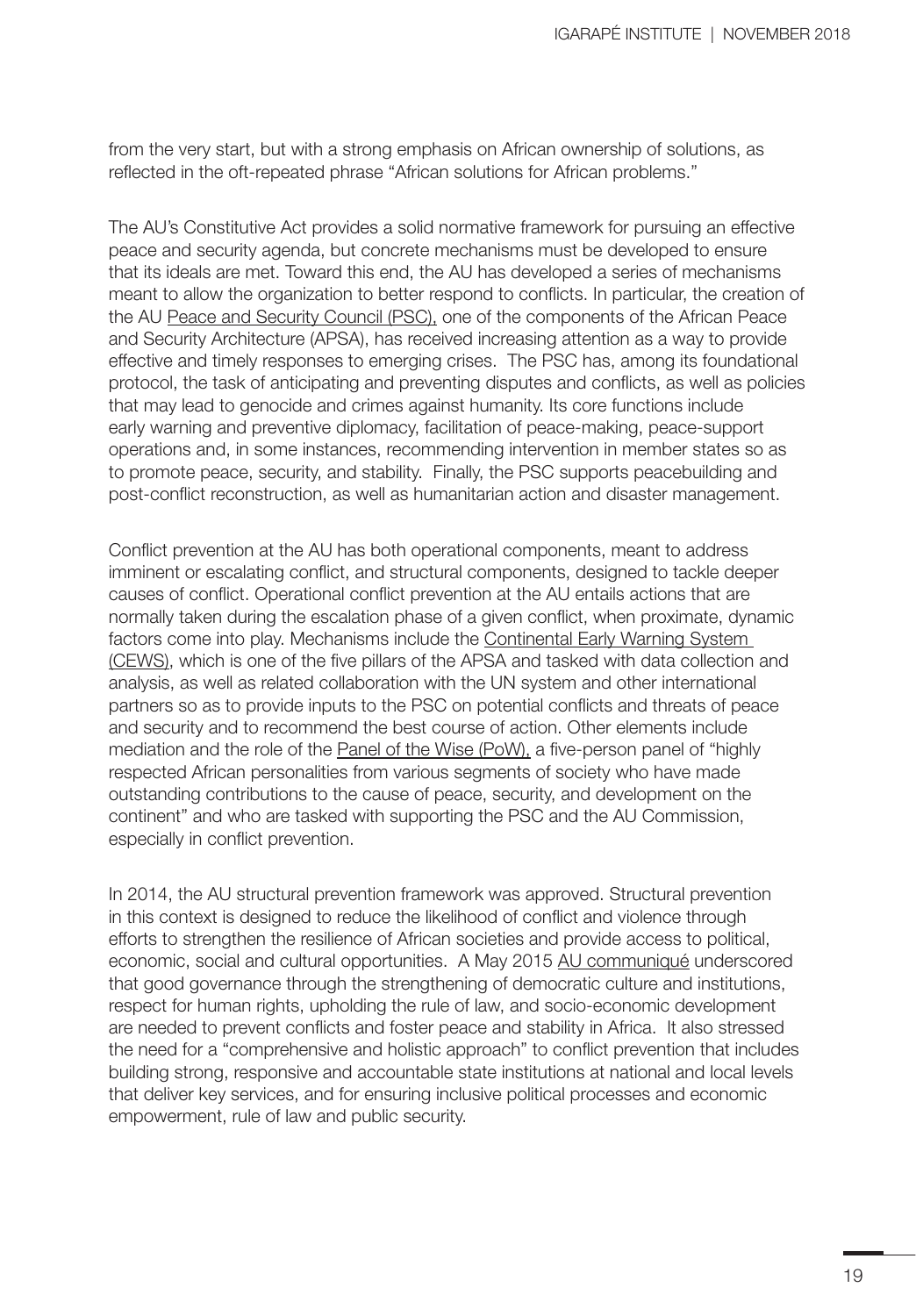from the very start, but with a strong emphasis on African ownership of solutions, as reflected in the oft-repeated phrase "African solutions for African problems."

The AU's Constitutive Act provides a solid normative framework for pursuing an effective peace and security agenda, but concrete mechanisms must be developed to ensure that its ideals are met. Toward this end, the AU has developed a series of mechanisms meant to allow the organization to better respond to conflicts. In particular, the creation of the AU Peace and Security Council (PSC), one of the components of the African Peace and Security Architecture (APSA), has received increasing attention as a way to provide effective and timely responses to emerging crises. The PSC has, among its foundational protocol, the task of anticipating and preventing disputes and conflicts, as well as policies that may lead to genocide and crimes against humanity. Its core functions include early warning and preventive diplomacy, facilitation of peace-making, peace-support operations and, in some instances, recommending intervention in member states so as to promote peace, security, and stability. Finally, the PSC supports peacebuilding and post-conflict reconstruction, as well as humanitarian action and disaster management.

Conflict prevention at the AU has both operational components, meant to address imminent or escalating conflict, and structural components, designed to tackle deeper causes of conflict. Operational conflict prevention at the AU entails actions that are normally taken during the escalation phase of a given conflict, when proximate, dynamic factors come into play. Mechanisms include the Continental Early Warning System (CEWS), which is one of the five pillars of the APSA and tasked with data collection and analysis, as well as related collaboration with the UN system and other international partners so as to provide inputs to the PSC on potential conflicts and threats of peace and security and to recommend the best course of action. Other elements include mediation and the role of the Panel of the Wise (PoW), a five-person panel of "highly respected African personalities from various segments of society who have made outstanding contributions to the cause of peace, security, and development on the continent" and who are tasked with supporting the PSC and the AU Commission, especially in conflict prevention.

In 2014, the AU structural prevention framework was approved. Structural prevention in this context is designed to reduce the likelihood of conflict and violence through efforts to strengthen the resilience of African societies and provide access to political, economic, social and cultural opportunities. A May 2015 AU communiqué underscored that good governance through the strengthening of democratic culture and institutions, respect for human rights, upholding the rule of law, and socio-economic development are needed to prevent conflicts and foster peace and stability in Africa. It also stressed the need for a "comprehensive and holistic approach" to conflict prevention that includes building strong, responsive and accountable state institutions at national and local levels that deliver key services, and for ensuring inclusive political processes and economic empowerment, rule of law and public security.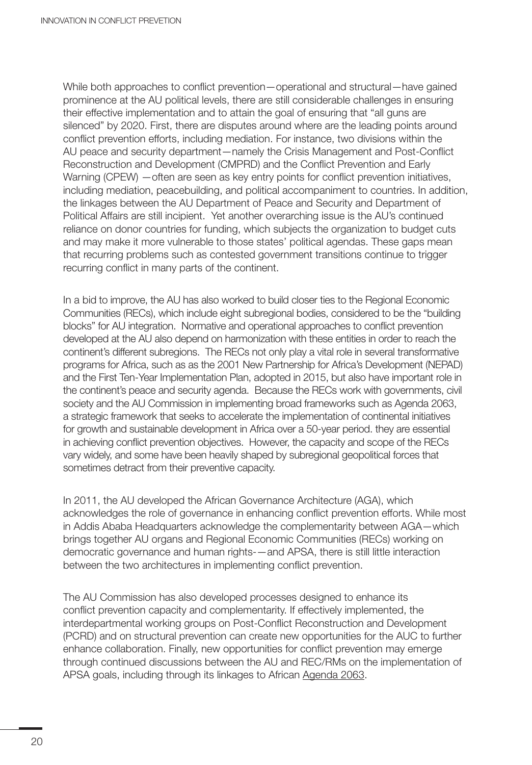While both approaches to conflict prevention—operational and structural—have gained prominence at the AU political levels, there are still considerable challenges in ensuring their effective implementation and to attain the goal of ensuring that "all guns are silenced" by 2020. First, there are disputes around where are the leading points around conflict prevention efforts, including mediation. For instance, two divisions within the AU peace and security department—namely the Crisis Management and Post-Conflict Reconstruction and Development (CMPRD) and the Conflict Prevention and Early Warning (CPEW) —often are seen as key entry points for conflict prevention initiatives, including mediation, peacebuilding, and political accompaniment to countries. In addition, the linkages between the AU Department of Peace and Security and Department of Political Affairs are still incipient. Yet another overarching issue is the AU's continued reliance on donor countries for funding, which subjects the organization to budget cuts and may make it more vulnerable to those states' political agendas. These gaps mean that recurring problems such as contested government transitions continue to trigger recurring conflict in many parts of the continent.

In a bid to improve, the AU has also worked to build closer ties to the Regional Economic Communities (RECs), which include eight subregional bodies, considered to be the "building blocks" for AU integration. Normative and operational approaches to conflict prevention developed at the AU also depend on harmonization with these entities in order to reach the continent's different subregions. The RECs not only play a vital role in several transformative programs for Africa, such as as the 2001 New Partnership for Africa's Development (NEPAD) and the First Ten-Year Implementation Plan, adopted in 2015, but also have important role in the continent's peace and security agenda. Because the RECs work with governments, civil society and the AU Commission in implementing broad frameworks such as Agenda 2063, a strategic framework that seeks to accelerate the implementation of continental initiatives for growth and sustainable development in Africa over a 50-year period. they are essential in achieving conflict prevention objectives. However, the capacity and scope of the RECs vary widely, and some have been heavily shaped by subregional geopolitical forces that sometimes detract from their preventive capacity.

In 2011, the AU developed the African Governance Architecture (AGA), which acknowledges the role of governance in enhancing conflict prevention efforts. While most in Addis Ababa Headquarters acknowledge the complementarity between AGA—which brings together AU organs and Regional Economic Communities (RECs) working on democratic governance and human rights-—and APSA, there is still little interaction between the two architectures in implementing conflict prevention.

The AU Commission has also developed processes designed to enhance its conflict prevention capacity and complementarity. If effectively implemented, the interdepartmental working groups on Post-Conflict Reconstruction and Development (PCRD) and on structural prevention can create new opportunities for the AUC to further enhance collaboration. Finally, new opportunities for conflict prevention may emerge through continued discussions between the AU and REC/RMs on the implementation of APSA goals, including through its linkages to African Agenda 2063.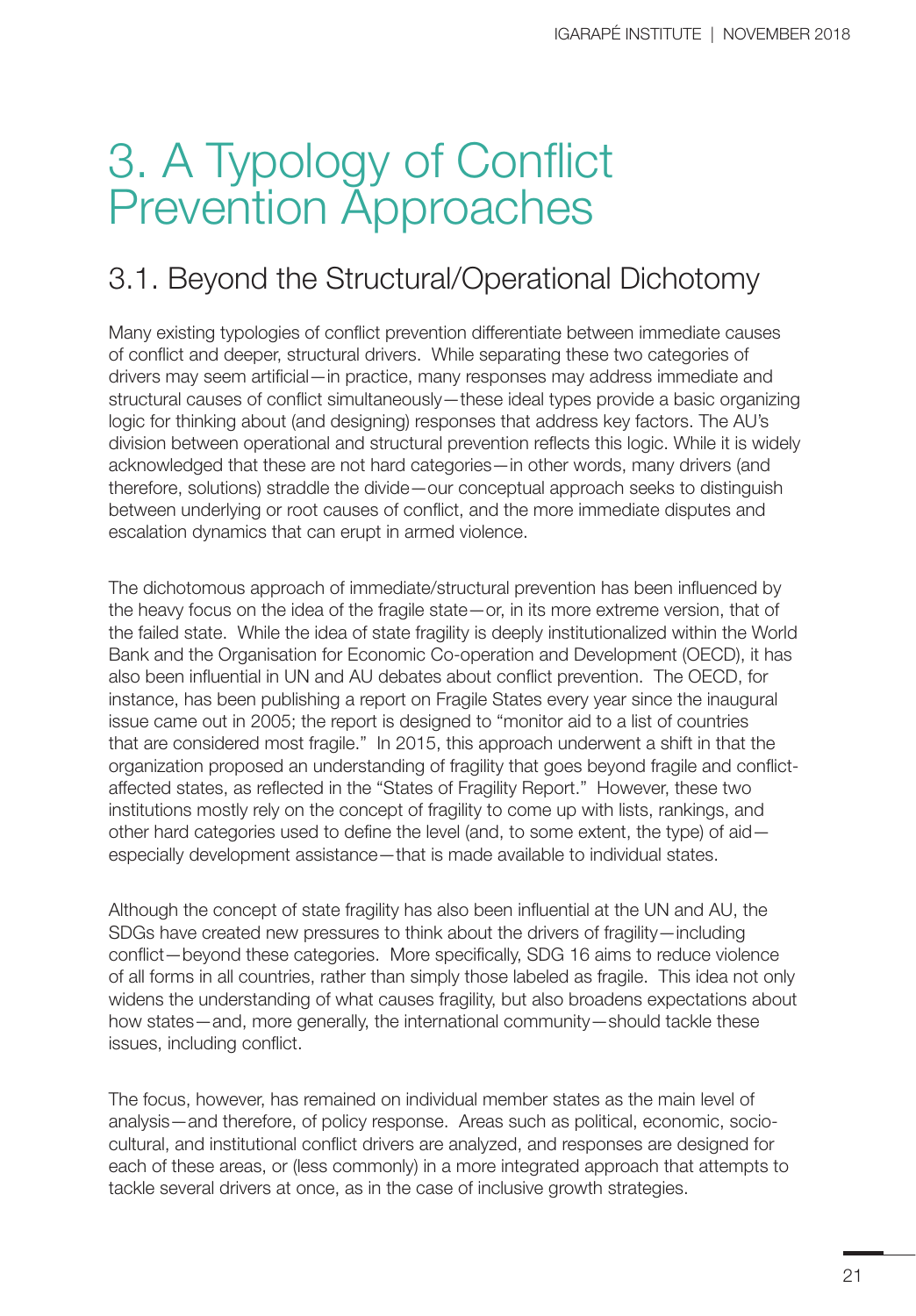# 3. A Typology of Conflict Prevention Approaches

## 3.1. Beyond the Structural/Operational Dichotomy

Many existing typologies of conflict prevention differentiate between immediate causes of conflict and deeper, structural drivers. While separating these two categories of drivers may seem artificial—in practice, many responses may address immediate and structural causes of conflict simultaneously—these ideal types provide a basic organizing logic for thinking about (and designing) responses that address key factors. The AU's division between operational and structural prevention reflects this logic. While it is widely acknowledged that these are not hard categories—in other words, many drivers (and therefore, solutions) straddle the divide—our conceptual approach seeks to distinguish between underlying or root causes of conflict, and the more immediate disputes and escalation dynamics that can erupt in armed violence.

The dichotomous approach of immediate/structural prevention has been influenced by the heavy focus on the idea of the fragile state—or, in its more extreme version, that of the failed state. While the idea of state fragility is deeply institutionalized within the World Bank and the Organisation for Economic Co-operation and Development (OECD), it has also been influential in UN and AU debates about conflict prevention. The OECD, for instance, has been publishing a report on Fragile States every year since the inaugural issue came out in 2005; the report is designed to "monitor aid to a list of countries that are considered most fragile." In 2015, this approach underwent a shift in that the organization proposed an understanding of fragility that goes beyond fragile and conflict-affected states, as reflected in the "States of Fragility Report." However, these two institutions mostly rely on the concept of fragility to come up with lists, rankings, and other hard categories used to define the level (and, to some extent, the type) of aid—especially development assistance—that is made available to individual states.

Although the concept of state fragility has also been influential at the UN and AU, the SDGs have created new pressures to think about the drivers of fragility—including conflict—beyond these categories. More specifically, SDG 16 aims to reduce violence of all forms in all countries, rather than simply those labeled as fragile. This idea not only widens the understanding of what causes fragility, but also broadens expectations about how states—and, more generally, the international community—should tackle these issues, including conflict.

The focus, however, has remained on individual member states as the main level of analysis—and therefore, of policy response. Areas such as political, economic, socio-cultural, and institutional conflict drivers are analyzed, and responses are designed for each of these areas, or (less commonly) in a more integrated approach that attempts to tackle several drivers at once, as in the case of inclusive growth strategies.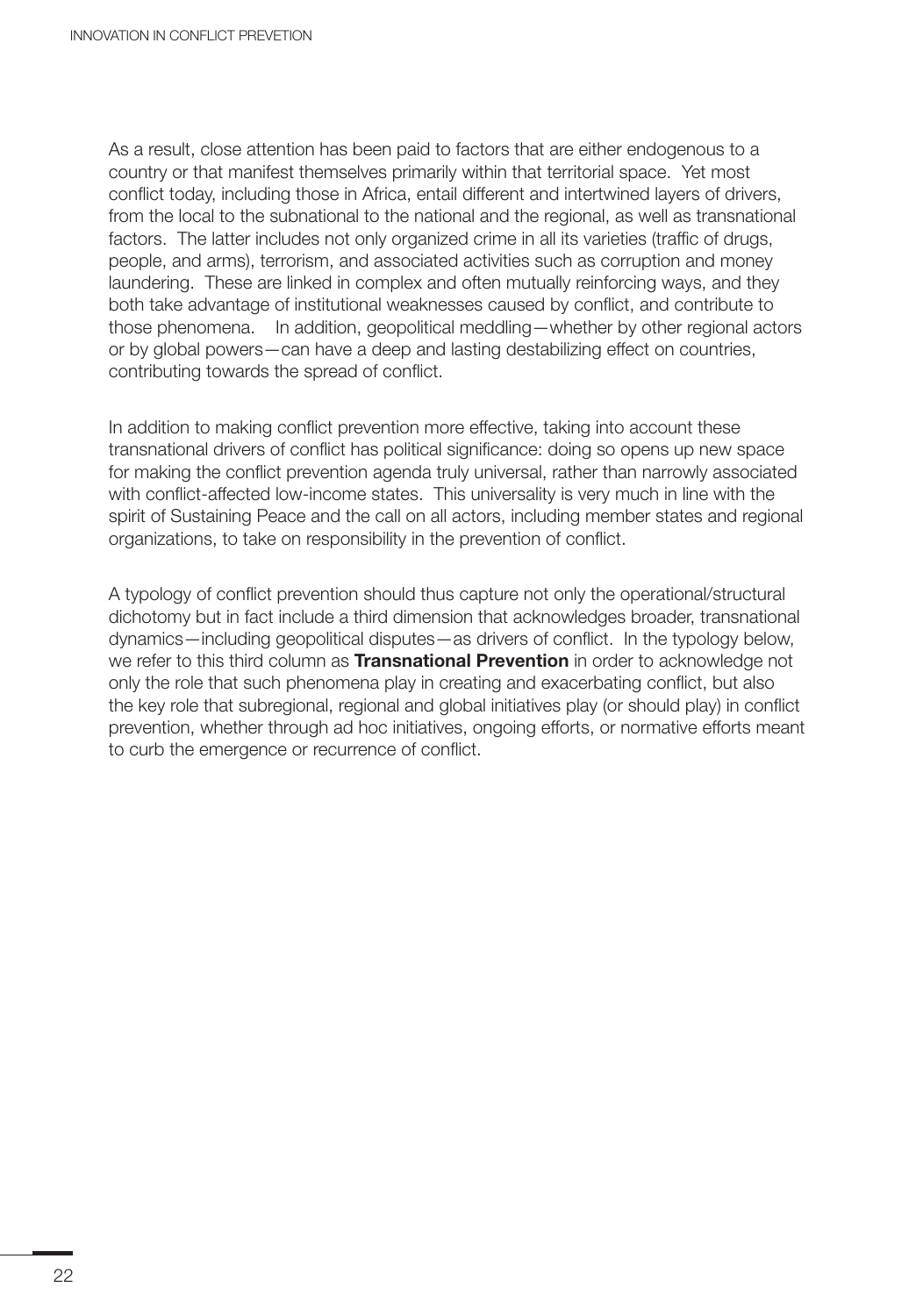As a result, close attention has been paid to factors that are either endogenous to a country or that manifest themselves primarily within that territorial space. Yet most conflict today, including those in Africa, entail different and intertwined layers of drivers, from the local to the subnational to the national and the regional, as well as transnational factors. The latter includes not only organized crime in all its varieties (traffic of drugs, people, and arms), terrorism, and associated activities such as corruption and money laundering. These are linked in complex and often mutually reinforcing ways, and they both take advantage of institutional weaknesses caused by conflict, and contribute to those phenomena. In addition, geopolitical meddling—whether by other regional actors or by global powers—can have a deep and lasting destabilizing effect on countries, contributing towards the spread of conflict.

In addition to making conflict prevention more effective, taking into account these transnational drivers of conflict has political significance: doing so opens up new space for making the conflict prevention agenda truly universal, rather than narrowly associated with conflict-affected low-income states. This universality is very much in line with the spirit of Sustaining Peace and the call on all actors, including member states and regional organizations, to take on responsibility in the prevention of conflict.

A typology of conflict prevention should thus capture not only the operational/structural dichotomy but in fact include a third dimension that acknowledges broader, transnational dynamics—including geopolitical disputes—as drivers of conflict. In the typology below, we refer to this third column as **Transnational Prevention** in order to acknowledge not only the role that such phenomena play in creating and exacerbating conflict, but also the key role that subregional, regional and global initiatives play (or should play) in conflict prevention, whether through ad hoc initiatives, ongoing efforts, or normative efforts meant to curb the emergence or recurrence of conflict.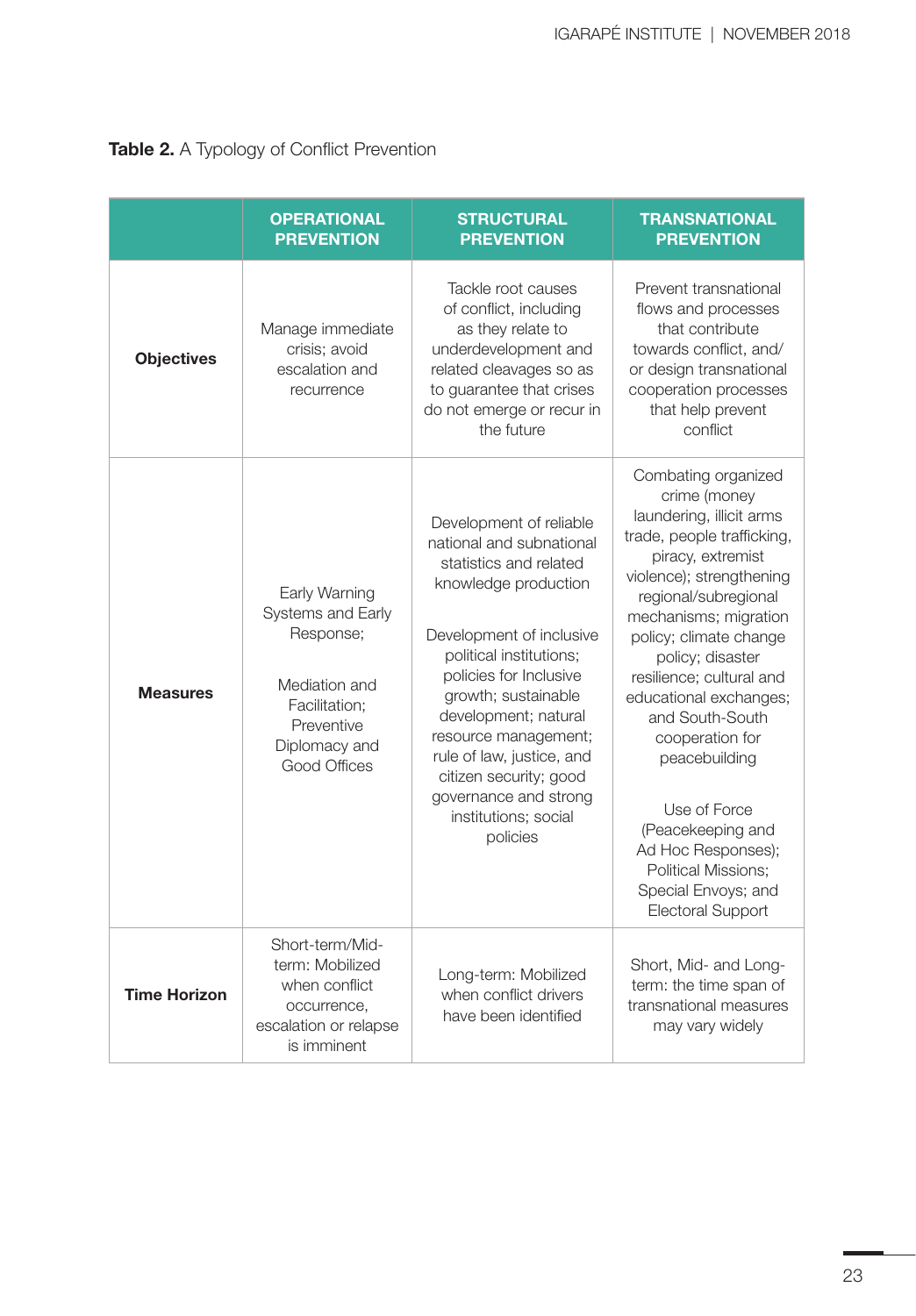**Table 2.** A Typology of Conflict Prevention

| | OPERATIONAL PREVENTION | STRUCTURAL PREVENTION | TRANSNATIONAL PREVENTION |
|---|---|---|---|
| **Objectives** | Manage immediate crisis; avoid escalation and recurrence | Tackle root causes of conflict, including as they relate to underdevelopment and related cleavages so as to guarantee that crises do not emerge or recur in the future | Prevent transnational flows and processes that contribute towards conflict, and/or design transnational cooperation processes that help prevent conflict |
| **Measures** | Early Warning Systems and Early Response; Mediation and Facilitation; Preventive Diplomacy and Good Offices | Development of reliable national and subnational statistics and related knowledge production; Development of inclusive political institutions; policies for Inclusive growth; sustainable development; natural resource management; rule of law, justice, and citizen security; good governance and strong institutions; social policies | Combating organized crime (money laundering, illicit arms trade, people trafficking, piracy, extremist violence); strengthening regional/subregional mechanisms; migration policy; climate change policy; disaster resilience; cultural and educational exchanges; and South-South cooperation for peacebuilding; Use of Force (Peacekeeping and Ad Hoc Responses); Political Missions; Special Envoys; and Electoral Support |
| **Time Horizon** | Short-term/Mid-term: Mobilized when conflict occurrence, escalation or relapse is imminent | Long-term: Mobilized when conflict drivers have been identified | Short, Mid- and Long-term: the time span of transnational measures may vary widely |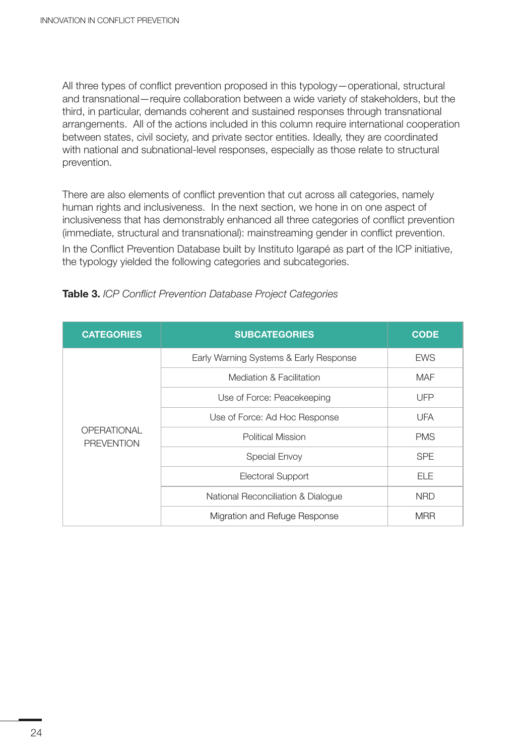All three types of conflict prevention proposed in this typology—operational, structural and transnational—require collaboration between a wide variety of stakeholders, but the third, in particular, demands coherent and sustained responses through transnational arrangements. All of the actions included in this column require international cooperation between states, civil society, and private sector entities. Ideally, they are coordinated with national and subnational-level responses, especially as those relate to structural prevention.

There are also elements of conflict prevention that cut across all categories, namely human rights and inclusiveness. In the next section, we hone in on one aspect of inclusiveness that has demonstrably enhanced all three categories of conflict prevention (immediate, structural and transnational): mainstreaming gender in conflict prevention.

In the Conflict Prevention Database built by Instituto Igarapé as part of the ICP initiative, the typology yielded the following categories and subcategories.

**Table 3.** *ICP Conflict Prevention Database Project Categories*

| CATEGORIES | SUBCATEGORIES | CODE |
|---|---|---|
| OPERATIONAL PREVENTION | Early Warning Systems & Early Response | EWS |
| | Mediation & Facilitation | MAF |
| | Use of Force: Peacekeeping | UFP |
| | Use of Force: Ad Hoc Response | UFA |
| | Political Mission | PMS |
| | Special Envoy | SPE |
| | Electoral Support | ELE |
| | National Reconciliation & Dialogue | NRD |
| | Migration and Refuge Response | MRR |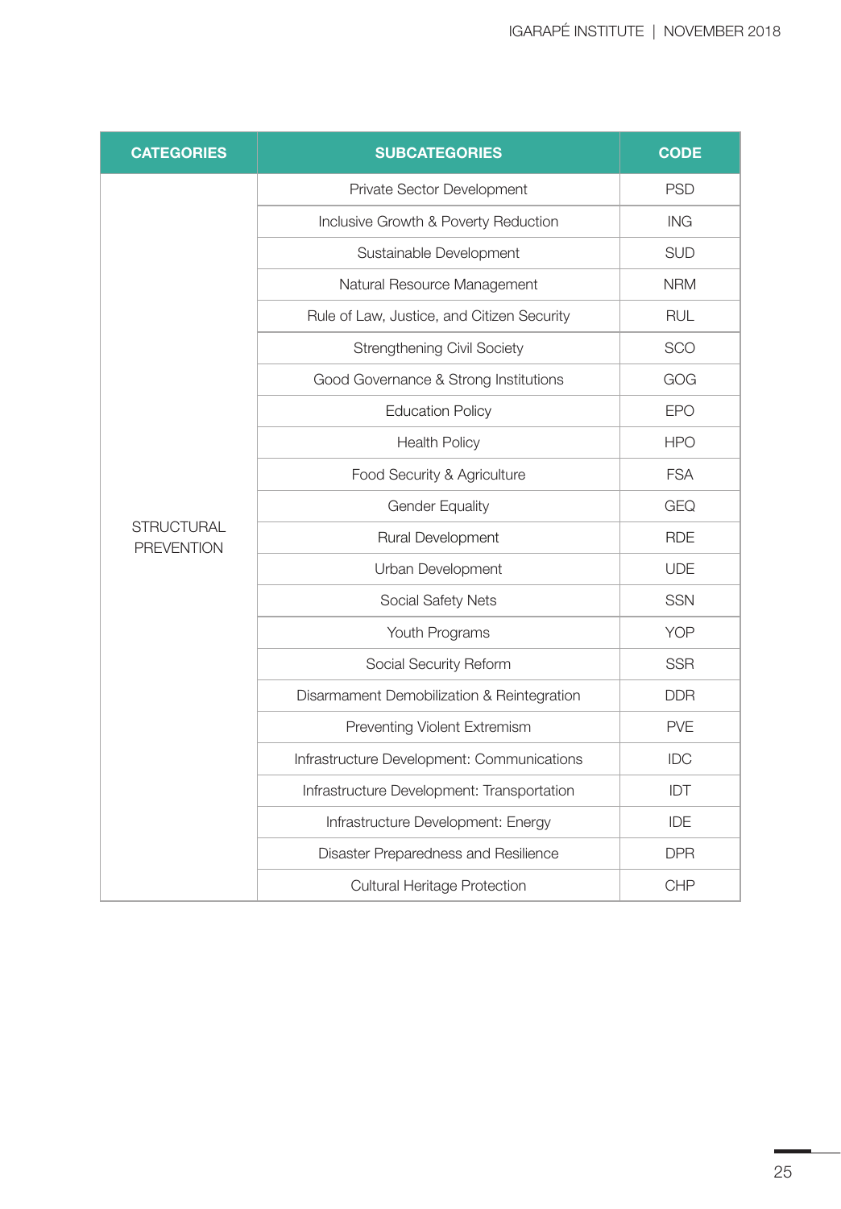| CATEGORIES | SUBCATEGORIES | CODE |
|---|---|---|
| STRUCTURAL PREVENTION | Private Sector Development | PSD |
| | Inclusive Growth & Poverty Reduction | ING |
| | Sustainable Development | SUD |
| | Natural Resource Management | NRM |
| | Rule of Law, Justice, and Citizen Security | RUL |
| | Strengthening Civil Society | SCO |
| | Good Governance & Strong Institutions | GOG |
| | Education Policy | EPO |
| | Health Policy | HPO |
| | Food Security & Agriculture | FSA |
| | Gender Equality | GEQ |
| | Rural Development | RDE |
| | Urban Development | UDE |
| | Social Safety Nets | SSN |
| | Youth Programs | YOP |
| | Social Security Reform | SSR |
| | Disarmament Demobilization & Reintegration | DDR |
| | Preventing Violent Extremism | PVE |
| | Infrastructure Development: Communications | IDC |
| | Infrastructure Development: Transportation | IDT |
| | Infrastructure Development: Energy | IDE |
| | Disaster Preparedness and Resilience | DPR |
| | Cultural Heritage Protection | CHP |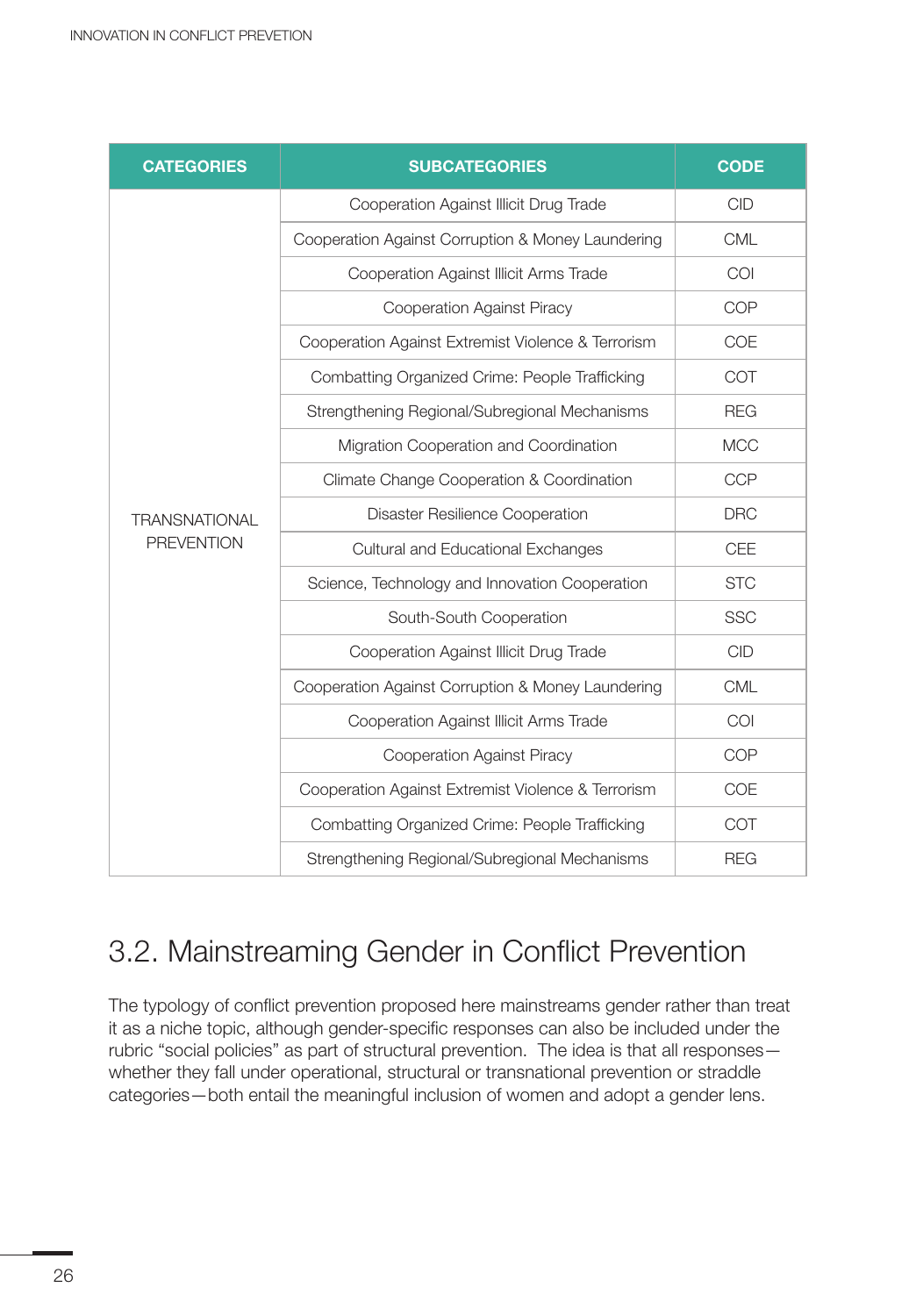| CATEGORIES | SUBCATEGORIES | CODE |
| --- | --- | --- |
| TRANSNATIONAL PREVENTION | Cooperation Against Illicit Drug Trade | CID |
| | Cooperation Against Corruption & Money Laundering | CML |
| | Cooperation Against Illicit Arms Trade | COI |
| | Cooperation Against Piracy | COP |
| | Cooperation Against Extremist Violence & Terrorism | COE |
| | Combatting Organized Crime: People Trafficking | COT |
| | Strengthening Regional/Subregional Mechanisms | REG |
| | Migration Cooperation and Coordination | MCC |
| | Climate Change Cooperation & Coordination | CCP |
| | Disaster Resilience Cooperation | DRC |
| | Cultural and Educational Exchanges | CEE |
| | Science, Technology and Innovation Cooperation | STC |
| | South-South Cooperation | SSC |
| | Cooperation Against Illicit Drug Trade | CID |
| | Cooperation Against Corruption & Money Laundering | CML |
| | Cooperation Against Illicit Arms Trade | COI |
| | Cooperation Against Piracy | COP |
| | Cooperation Against Extremist Violence & Terrorism | COE |
| | Combatting Organized Crime: People Trafficking | COT |
| | Strengthening Regional/Subregional Mechanisms | REG |

## 3.2. Mainstreaming Gender in Conflict Prevention

The typology of conflict prevention proposed here mainstreams gender rather than treat it as a niche topic, although gender-specific responses can also be included under the rubric "social policies" as part of structural prevention. The idea is that all responses—whether they fall under operational, structural or transnational prevention or straddle categories—both entail the meaningful inclusion of women and adopt a gender lens.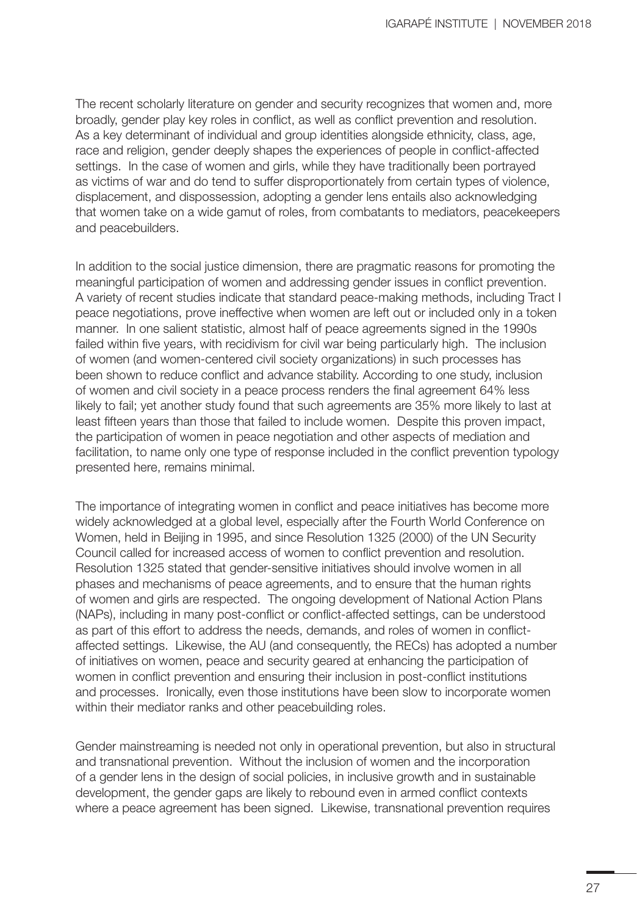The recent scholarly literature on gender and security recognizes that women and, more broadly, gender play key roles in conflict, as well as conflict prevention and resolution. As a key determinant of individual and group identities alongside ethnicity, class, age, race and religion, gender deeply shapes the experiences of people in conflict-affected settings. In the case of women and girls, while they have traditionally been portrayed as victims of war and do tend to suffer disproportionately from certain types of violence, displacement, and dispossession, adopting a gender lens entails also acknowledging that women take on a wide gamut of roles, from combatants to mediators, peacekeepers and peacebuilders.

In addition to the social justice dimension, there are pragmatic reasons for promoting the meaningful participation of women and addressing gender issues in conflict prevention. A variety of recent studies indicate that standard peace-making methods, including Tract I peace negotiations, prove ineffective when women are left out or included only in a token manner. In one salient statistic, almost half of peace agreements signed in the 1990s failed within five years, with recidivism for civil war being particularly high. The inclusion of women (and women-centered civil society organizations) in such processes has been shown to reduce conflict and advance stability. According to one study, inclusion of women and civil society in a peace process renders the final agreement 64% less likely to fail; yet another study found that such agreements are 35% more likely to last at least fifteen years than those that failed to include women. Despite this proven impact, the participation of women in peace negotiation and other aspects of mediation and facilitation, to name only one type of response included in the conflict prevention typology presented here, remains minimal.

The importance of integrating women in conflict and peace initiatives has become more widely acknowledged at a global level, especially after the Fourth World Conference on Women, held in Beijing in 1995, and since Resolution 1325 (2000) of the UN Security Council called for increased access of women to conflict prevention and resolution. Resolution 1325 stated that gender-sensitive initiatives should involve women in all phases and mechanisms of peace agreements, and to ensure that the human rights of women and girls are respected. The ongoing development of National Action Plans (NAPs), including in many post-conflict or conflict-affected settings, can be understood as part of this effort to address the needs, demands, and roles of women in conflict-affected settings. Likewise, the AU (and consequently, the RECs) has adopted a number of initiatives on women, peace and security geared at enhancing the participation of women in conflict prevention and ensuring their inclusion in post-conflict institutions and processes. Ironically, even those institutions have been slow to incorporate women within their mediator ranks and other peacebuilding roles.

Gender mainstreaming is needed not only in operational prevention, but also in structural and transnational prevention. Without the inclusion of women and the incorporation of a gender lens in the design of social policies, in inclusive growth and in sustainable development, the gender gaps are likely to rebound even in armed conflict contexts where a peace agreement has been signed. Likewise, transnational prevention requires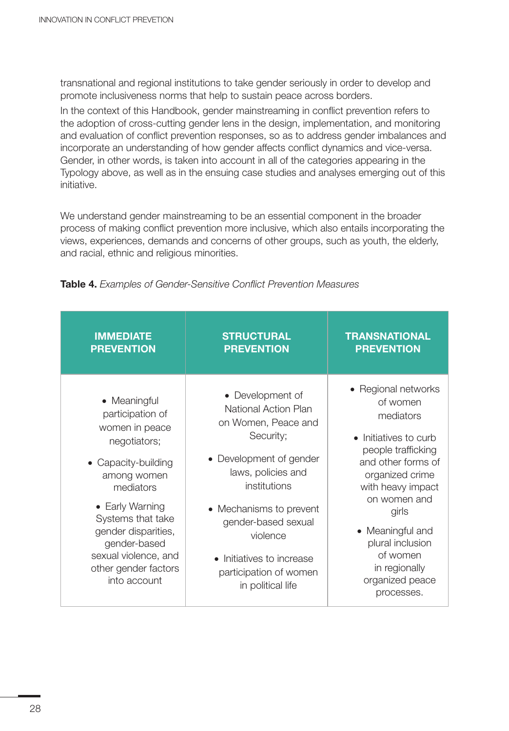transnational and regional institutions to take gender seriously in order to develop and promote inclusiveness norms that help to sustain peace across borders.

In the context of this Handbook, gender mainstreaming in conflict prevention refers to the adoption of cross-cutting gender lens in the design, implementation, and monitoring and evaluation of conflict prevention responses, so as to address gender imbalances and incorporate an understanding of how gender affects conflict dynamics and vice-versa. Gender, in other words, is taken into account in all of the categories appearing in the Typology above, as well as in the ensuing case studies and analyses emerging out of this initiative.

We understand gender mainstreaming to be an essential component in the broader process of making conflict prevention more inclusive, which also entails incorporating the views, experiences, demands and concerns of other groups, such as youth, the elderly, and racial, ethnic and religious minorities.

**Table 4.** *Examples of Gender-Sensitive Conflict Prevention Measures*

| IMMEDIATE PREVENTION | STRUCTURAL PREVENTION | TRANSNATIONAL PREVENTION |
|---|---|---|
| • Meaningful participation of women in peace negotiators;<br>• Capacity-building among women mediators<br>• Early Warning Systems that take gender disparities, gender-based sexual violence, and other gender factors into account | • Development of National Action Plan on Women, Peace and Security;<br>• Development of gender laws, policies and institutions<br>• Mechanisms to prevent gender-based sexual violence<br>• Initiatives to increase participation of women in political life | • Regional networks of women mediators<br>• Initiatives to curb people trafficking and other forms of organized crime with heavy impact on women and girls<br>• Meaningful and plural inclusion of women in regionally organized peace processes. |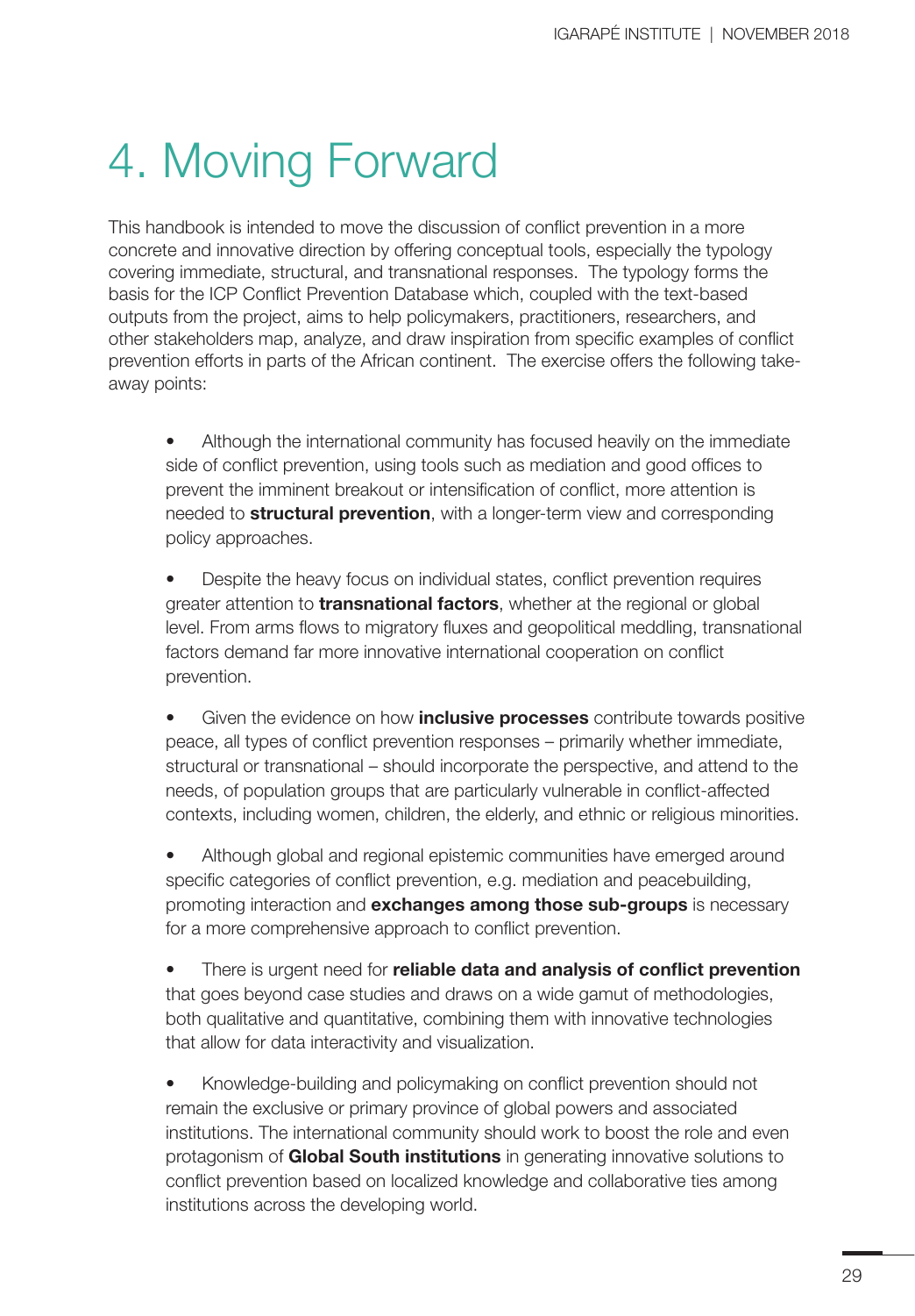# 4. Moving Forward

This handbook is intended to move the discussion of conflict prevention in a more concrete and innovative direction by offering conceptual tools, especially the typology covering immediate, structural, and transnational responses. The typology forms the basis for the ICP Conflict Prevention Database which, coupled with the text-based outputs from the project, aims to help policymakers, practitioners, researchers, and other stakeholders map, analyze, and draw inspiration from specific examples of conflict prevention efforts in parts of the African continent. The exercise offers the following take-away points:

- Although the international community has focused heavily on the immediate side of conflict prevention, using tools such as mediation and good offices to prevent the imminent breakout or intensification of conflict, more attention is needed to **structural prevention**, with a longer-term view and corresponding policy approaches.

- Despite the heavy focus on individual states, conflict prevention requires greater attention to **transnational factors**, whether at the regional or global level. From arms flows to migratory fluxes and geopolitical meddling, transnational factors demand far more innovative international cooperation on conflict prevention.

- Given the evidence on how **inclusive processes** contribute towards positive peace, all types of conflict prevention responses – primarily whether immediate, structural or transnational – should incorporate the perspective, and attend to the needs, of population groups that are particularly vulnerable in conflict-affected contexts, including women, children, the elderly, and ethnic or religious minorities.

- Although global and regional epistemic communities have emerged around specific categories of conflict prevention, e.g. mediation and peacebuilding, promoting interaction and **exchanges among those sub-groups** is necessary for a more comprehensive approach to conflict prevention.

- There is urgent need for **reliable data and analysis of conflict prevention** that goes beyond case studies and draws on a wide gamut of methodologies, both qualitative and quantitative, combining them with innovative technologies that allow for data interactivity and visualization.

- Knowledge-building and policymaking on conflict prevention should not remain the exclusive or primary province of global powers and associated institutions. The international community should work to boost the role and even protagonism of **Global South institutions** in generating innovative solutions to conflict prevention based on localized knowledge and collaborative ties among institutions across the developing world.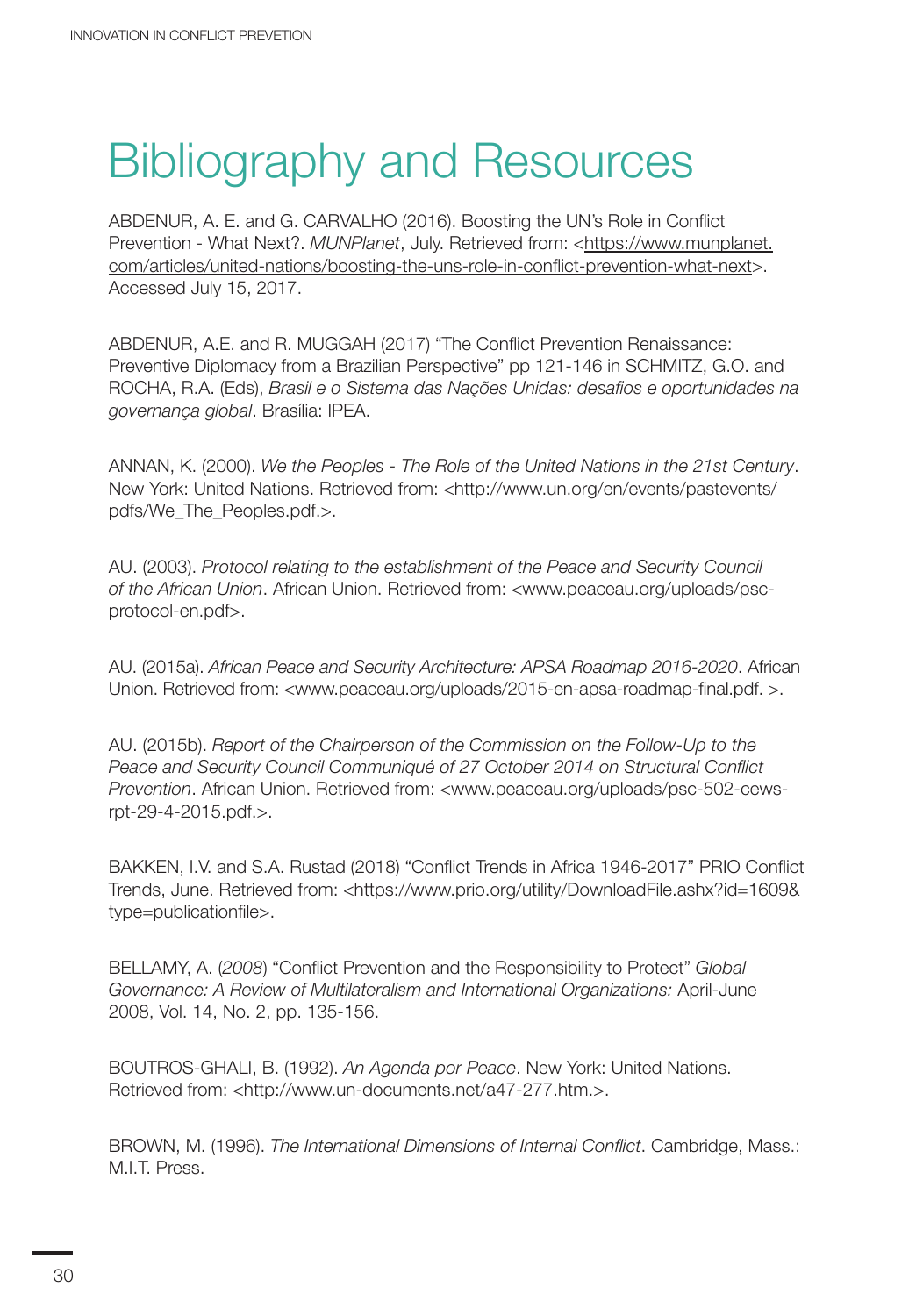# Bibliography and Resources

ABDENUR, A. E. and G. CARVALHO (2016). Boosting the UN's Role in Conflict Prevention - What Next?. *MUNPlanet*, July. Retrieved from: <https://www.munplanet.com/articles/united-nations/boosting-the-uns-role-in-conflict-prevention-what-next>. Accessed July 15, 2017.

ABDENUR, A.E. and R. MUGGAH (2017) "The Conflict Prevention Renaissance: Preventive Diplomacy from a Brazilian Perspective" pp 121-146 in SCHMITZ, G.O. and ROCHA, R.A. (Eds), *Brasil e o Sistema das Nações Unidas: desafios e oportunidades na governança global*. Brasília: IPEA.

ANNAN, K. (2000). *We the Peoples - The Role of the United Nations in the 21st Century*. New York: United Nations. Retrieved from: <http://www.un.org/en/events/pastevents/pdfs/We_The_Peoples.pdf.>.

AU. (2003). *Protocol relating to the establishment of the Peace and Security Council of the African Union*. African Union. Retrieved from: <www.peaceau.org/uploads/psc-protocol-en.pdf>.

AU. (2015a). *African Peace and Security Architecture: APSA Roadmap 2016-2020*. African Union. Retrieved from: <www.peaceau.org/uploads/2015-en-apsa-roadmap-final.pdf. >.

AU. (2015b). *Report of the Chairperson of the Commission on the Follow-Up to the Peace and Security Council Communiqué of 27 October 2014 on Structural Conflict Prevention*. African Union. Retrieved from: <www.peaceau.org/uploads/psc-502-cews-rpt-29-4-2015.pdf.>.

BAKKEN, I.V. and S.A. Rustad (2018) "Conflict Trends in Africa 1946-2017" PRIO Conflict Trends, June. Retrieved from: <https://www.prio.org/utility/DownloadFile.ashx?id=1609&type=publicationfile>.

BELLAMY, A. (*2008*) "Conflict Prevention and the Responsibility to Protect" *Global Governance: A Review of Multilateralism and International Organizations:* April-June 2008, Vol. 14, No. 2, pp. 135-156.

BOUTROS-GHALI, B. (1992). *An Agenda por Peace*. New York: United Nations. Retrieved from: <http://www.un-documents.net/a47-277.htm.>.

BROWN, M. (1996). *The International Dimensions of Internal Conflict*. Cambridge, Mass.: M.I.T. Press.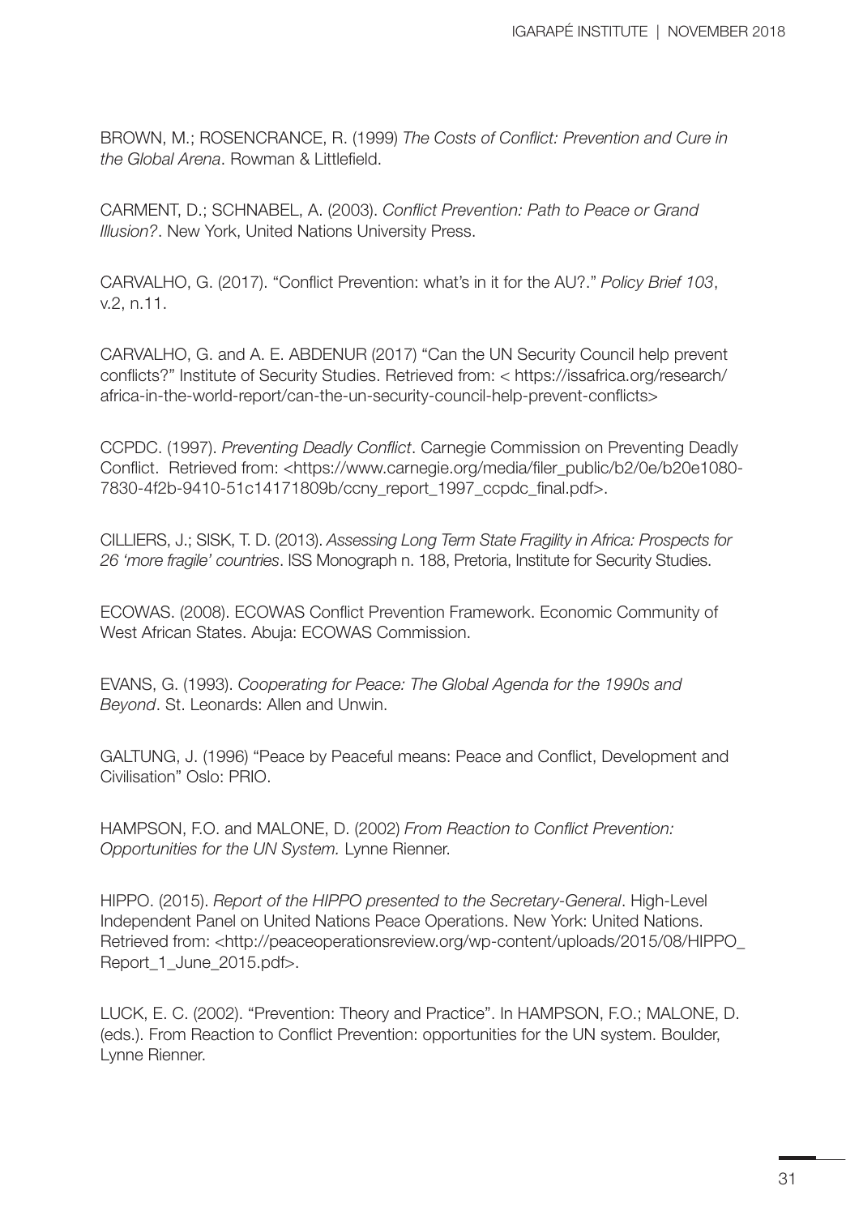BROWN, M.; ROSENCRANCE, R. (1999) *The Costs of Conflict: Prevention and Cure in the Global Arena*. Rowman & Littlefield.

CARMENT, D.; SCHNABEL, A. (2003). *Conflict Prevention: Path to Peace or Grand Illusion?*. New York, United Nations University Press.

CARVALHO, G. (2017). "Conflict Prevention: what's in it for the AU?." *Policy Brief 103*, v.2, n.11.

CARVALHO, G. and A. E. ABDENUR (2017) "Can the UN Security Council help prevent conflicts?" Institute of Security Studies. Retrieved from: < https://issafrica.org/research/africa-in-the-world-report/can-the-un-security-council-help-prevent-conflicts>

CCPDC. (1997). *Preventing Deadly Conflict*. Carnegie Commission on Preventing Deadly Conflict. Retrieved from: <https://www.carnegie.org/media/filer_public/b2/0e/b20e1080-7830-4f2b-9410-51c14171809b/ccny_report_1997_ccpdc_final.pdf>.

CILLIERS, J.; SISK, T. D. (2013). *Assessing Long Term State Fragility in Africa: Prospects for 26 'more fragile' countries*. ISS Monograph n. 188, Pretoria, Institute for Security Studies.

ECOWAS. (2008). ECOWAS Conflict Prevention Framework. Economic Community of West African States. Abuja: ECOWAS Commission.

EVANS, G. (1993). *Cooperating for Peace: The Global Agenda for the 1990s and Beyond*. St. Leonards: Allen and Unwin.

GALTUNG, J. (1996) "Peace by Peaceful means: Peace and Conflict, Development and Civilisation" Oslo: PRIO.

HAMPSON, F.O. and MALONE, D. (2002) *From Reaction to Conflict Prevention: Opportunities for the UN System.* Lynne Rienner.

HIPPO. (2015). *Report of the HIPPO presented to the Secretary-General*. High-Level Independent Panel on United Nations Peace Operations. New York: United Nations. Retrieved from: <http://peaceoperationsreview.org/wp-content/uploads/2015/08/HIPPO_Report_1_June_2015.pdf>.

LUCK, E. C. (2002). "Prevention: Theory and Practice". In HAMPSON, F.O.; MALONE, D. (eds.). From Reaction to Conflict Prevention: opportunities for the UN system. Boulder, Lynne Rienner.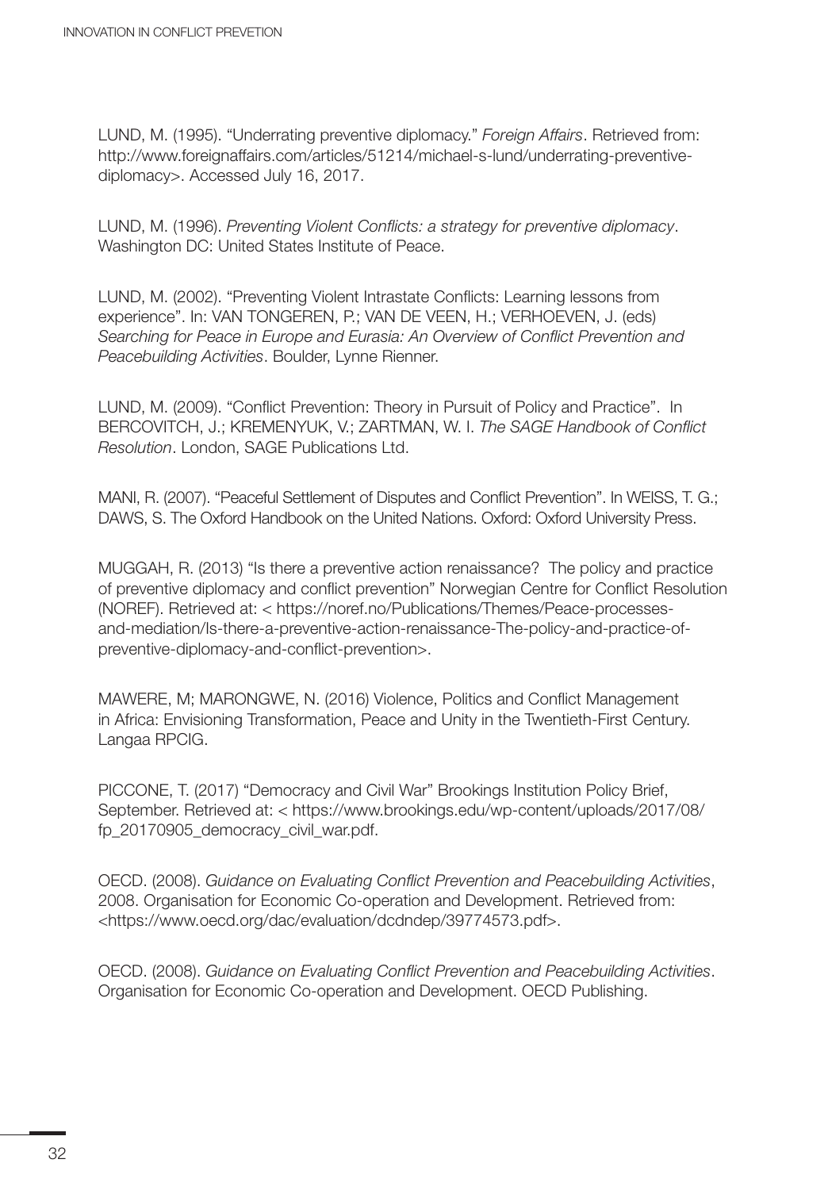LUND, M. (1995). "Underrating preventive diplomacy." *Foreign Affairs*. Retrieved from: http://www.foreignaffairs.com/articles/51214/michael-s-lund/underrating-preventive-diplomacy>. Accessed July 16, 2017.

LUND, M. (1996). *Preventing Violent Conflicts: a strategy for preventive diplomacy*. Washington DC: United States Institute of Peace.

LUND, M. (2002). "Preventing Violent Intrastate Conflicts: Learning lessons from experience". In: VAN TONGEREN, P.; VAN DE VEEN, H.; VERHOEVEN, J. (eds) *Searching for Peace in Europe and Eurasia: An Overview of Conflict Prevention and Peacebuilding Activities*. Boulder, Lynne Rienner.

LUND, M. (2009). "Conflict Prevention: Theory in Pursuit of Policy and Practice". In BERCOVITCH, J.; KREMENYUK, V.; ZARTMAN, W. I. *The SAGE Handbook of Conflict Resolution*. London, SAGE Publications Ltd.

MANI, R. (2007). "Peaceful Settlement of Disputes and Conflict Prevention". In WEISS, T. G.; DAWS, S. The Oxford Handbook on the United Nations. Oxford: Oxford University Press.

MUGGAH, R. (2013) "Is there a preventive action renaissance? The policy and practice of preventive diplomacy and conflict prevention" Norwegian Centre for Conflict Resolution (NOREF). Retrieved at: < https://noref.no/Publications/Themes/Peace-processes-and-mediation/Is-there-a-preventive-action-renaissance-The-policy-and-practice-of-preventive-diplomacy-and-conflict-prevention>.

MAWERE, M; MARONGWE, N. (2016) Violence, Politics and Conflict Management in Africa: Envisioning Transformation, Peace and Unity in the Twentieth-First Century. Langaa RPCIG.

PICCONE, T. (2017) "Democracy and Civil War" Brookings Institution Policy Brief, September. Retrieved at: < https://www.brookings.edu/wp-content/uploads/2017/08/fp_20170905_democracy_civil_war.pdf.

OECD. (2008). *Guidance on Evaluating Conflict Prevention and Peacebuilding Activities*, 2008. Organisation for Economic Co-operation and Development. Retrieved from: <https://www.oecd.org/dac/evaluation/dcdndep/39774573.pdf>.

OECD. (2008). *Guidance on Evaluating Conflict Prevention and Peacebuilding Activities*. Organisation for Economic Co-operation and Development. OECD Publishing.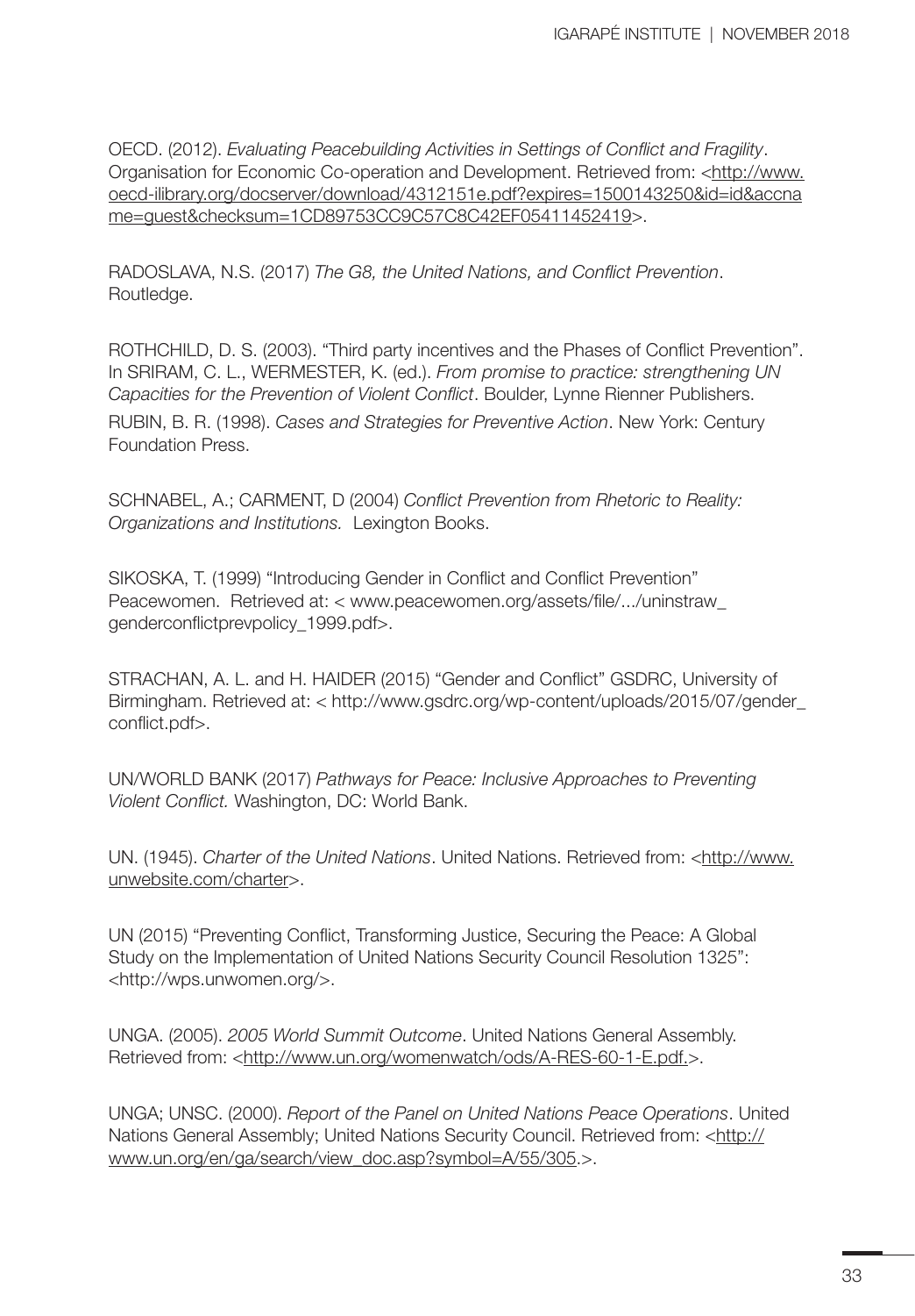OECD. (2012). *Evaluating Peacebuilding Activities in Settings of Conflict and Fragility*. Organisation for Economic Co-operation and Development. Retrieved from: <http://www.oecd-ilibrary.org/docserver/download/4312151e.pdf?expires=1500143250&id=id&accname=guest&checksum=1CD89753CC9C57C8C42EF05411452419>.

RADOSLAVA, N.S. (2017) *The G8, the United Nations, and Conflict Prevention*. Routledge.

ROTHCHILD, D. S. (2003). "Third party incentives and the Phases of Conflict Prevention". In SRIRAM, C. L., WERMESTER, K. (ed.). *From promise to practice: strengthening UN Capacities for the Prevention of Violent Conflict*. Boulder, Lynne Rienner Publishers.

RUBIN, B. R. (1998). *Cases and Strategies for Preventive Action*. New York: Century Foundation Press.

SCHNABEL, A.; CARMENT, D (2004) *Conflict Prevention from Rhetoric to Reality: Organizations and Institutions.* Lexington Books.

SIKOSKA, T. (1999) "Introducing Gender in Conflict and Conflict Prevention" Peacewomen. Retrieved at: < www.peacewomen.org/assets/file/.../uninstraw_genderconflictprevpolicy_1999.pdf>.

STRACHAN, A. L. and H. HAIDER (2015) "Gender and Conflict" GSDRC, University of Birmingham. Retrieved at: < http://www.gsdrc.org/wp-content/uploads/2015/07/gender_conflict.pdf>.

UN/WORLD BANK (2017) *Pathways for Peace: Inclusive Approaches to Preventing Violent Conflict.* Washington, DC: World Bank.

UN. (1945). *Charter of the United Nations*. United Nations. Retrieved from: <http://www.unwebsite.com/charter>.

UN (2015) "Preventing Conflict, Transforming Justice, Securing the Peace: A Global Study on the Implementation of United Nations Security Council Resolution 1325": <http://wps.unwomen.org/>.

UNGA. (2005). *2005 World Summit Outcome*. United Nations General Assembly. Retrieved from: <http://www.un.org/womenwatch/ods/A-RES-60-1-E.pdf.>.

UNGA; UNSC. (2000). *Report of the Panel on United Nations Peace Operations*. United Nations General Assembly; United Nations Security Council. Retrieved from: <http://www.un.org/en/ga/search/view_doc.asp?symbol=A/55/305.>.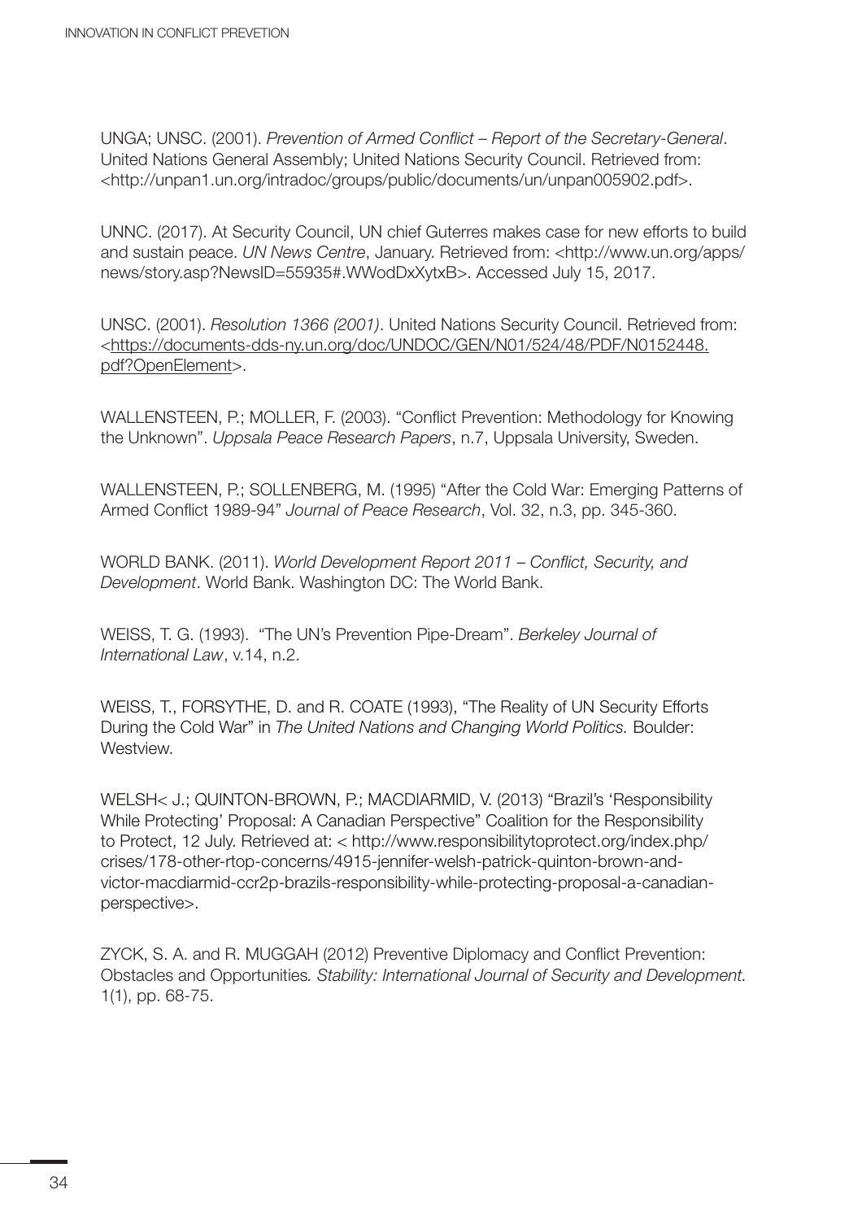UNGA; UNSC. (2001). *Prevention of Armed Conflict – Report of the Secretary-General*. United Nations General Assembly; United Nations Security Council. Retrieved from: <http://unpan1.un.org/intradoc/groups/public/documents/un/unpan005902.pdf>.

UNNC. (2017). At Security Council, UN chief Guterres makes case for new efforts to build and sustain peace. *UN News Centre*, January. Retrieved from: <http://www.un.org/apps/news/story.asp?NewsID=55935#.WWodDxXytxB>. Accessed July 15, 2017.

UNSC. (2001). *Resolution 1366 (2001)*. United Nations Security Council. Retrieved from: <https://documents-dds-ny.un.org/doc/UNDOC/GEN/N01/524/48/PDF/N0152448.pdf?OpenElement>.

WALLENSTEEN, P.; MOLLER, F. (2003). "Conflict Prevention: Methodology for Knowing the Unknown". *Uppsala Peace Research Papers*, n.7, Uppsala University, Sweden.

WALLENSTEEN, P.; SOLLENBERG, M. (1995) "After the Cold War: Emerging Patterns of Armed Conflict 1989-94" *Journal of Peace Research*, Vol. 32, n.3, pp. 345-360.

WORLD BANK. (2011). *World Development Report 2011 – Conflict, Security, and Development*. World Bank. Washington DC: The World Bank.

WEISS, T. G. (1993). "The UN's Prevention Pipe-Dream". *Berkeley Journal of International Law*, v.14, n.2.

WEISS, T., FORSYTHE, D. and R. COATE (1993), "The Reality of UN Security Efforts During the Cold War" in *The United Nations and Changing World Politics.* Boulder: Westview.

WELSH< J.; QUINTON-BROWN, P.; MACDIARMID, V. (2013) "Brazil's 'Responsibility While Protecting' Proposal: A Canadian Perspective" Coalition for the Responsibility to Protect, 12 July. Retrieved at: < http://www.responsibilitytoprotect.org/index.php/crises/178-other-rtop-concerns/4915-jennifer-welsh-patrick-quinton-brown-and-victor-macdiarmid-ccr2p-brazils-responsibility-while-protecting-proposal-a-canadian-perspective>.

ZYCK, S. A. and R. MUGGAH (2012) Preventive Diplomacy and Conflict Prevention: Obstacles and Opportunities*. Stability: International Journal of Security and Development.* 1(1), pp. 68-75.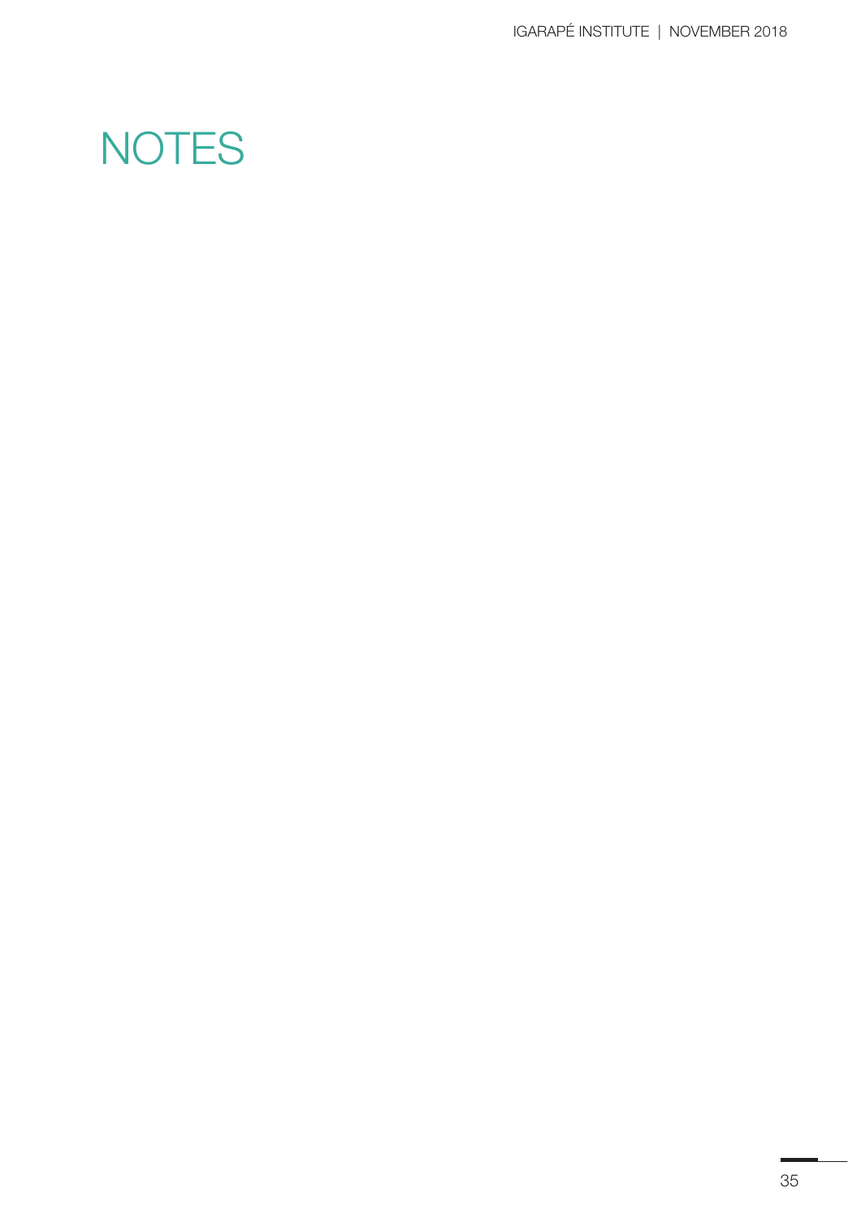# NOTES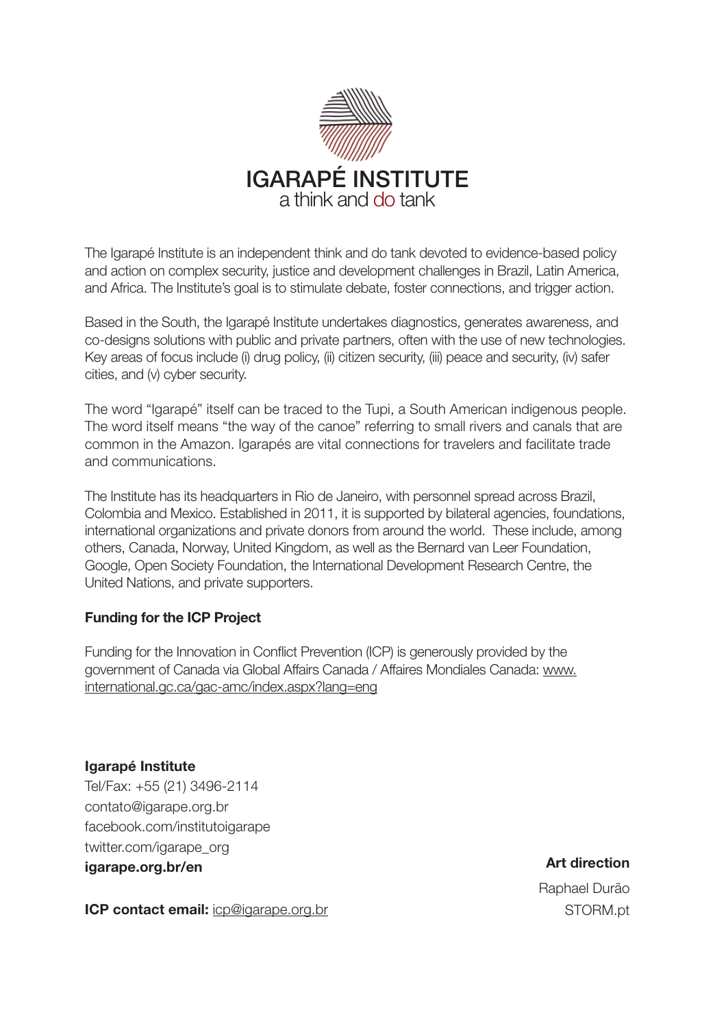# IGARAPÉ INSTITUTE

a think and do tank

The Igarapé Institute is an independent think and do tank devoted to evidence-based policy and action on complex security, justice and development challenges in Brazil, Latin America, and Africa. The Institute's goal is to stimulate debate, foster connections, and trigger action.

Based in the South, the Igarapé Institute undertakes diagnostics, generates awareness, and co-designs solutions with public and private partners, often with the use of new technologies. Key areas of focus include (i) drug policy, (ii) citizen security, (iii) peace and security, (iv) safer cities, and (v) cyber security.

The word "Igarapé" itself can be traced to the Tupi, a South American indigenous people. The word itself means "the way of the canoe" referring to small rivers and canals that are common in the Amazon. Igarapés are vital connections for travelers and facilitate trade and communications.

The Institute has its headquarters in Rio de Janeiro, with personnel spread across Brazil, Colombia and Mexico. Established in 2011, it is supported by bilateral agencies, foundations, international organizations and private donors from around the world. These include, among others, Canada, Norway, United Kingdom, as well as the Bernard van Leer Foundation, Google, Open Society Foundation, the International Development Research Centre, the United Nations, and private supporters.

**Funding for the ICP Project**

Funding for the Innovation in Conflict Prevention (ICP) is generously provided by the government of Canada via Global Affairs Canada / Affaires Mondiales Canada: www.international.gc.ca/gac-amc/index.aspx?lang=eng

**Igarapé Institute**
Tel/Fax: +55 (21) 3496-2114
contato@igarape.org.br
facebook.com/institutoigarape
twitter.com/igarape_org
**igarape.org.br/en**

**ICP contact email:** icp@igarape.org.br

**Art direction**
Raphael Durão
STORM.pt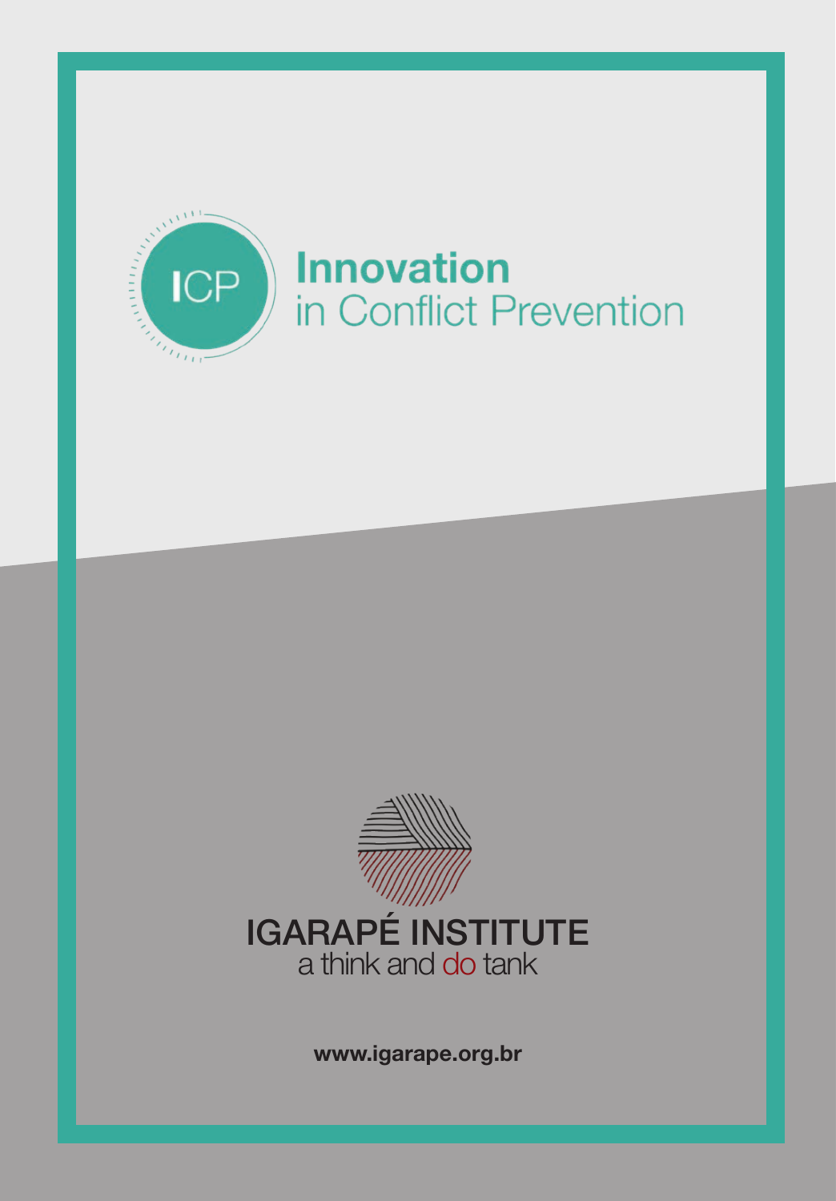ICP

**Innovation**
in Conflict Prevention

IGARAPÉ INSTITUTE
a think and do tank

**www.igarape.org.br**